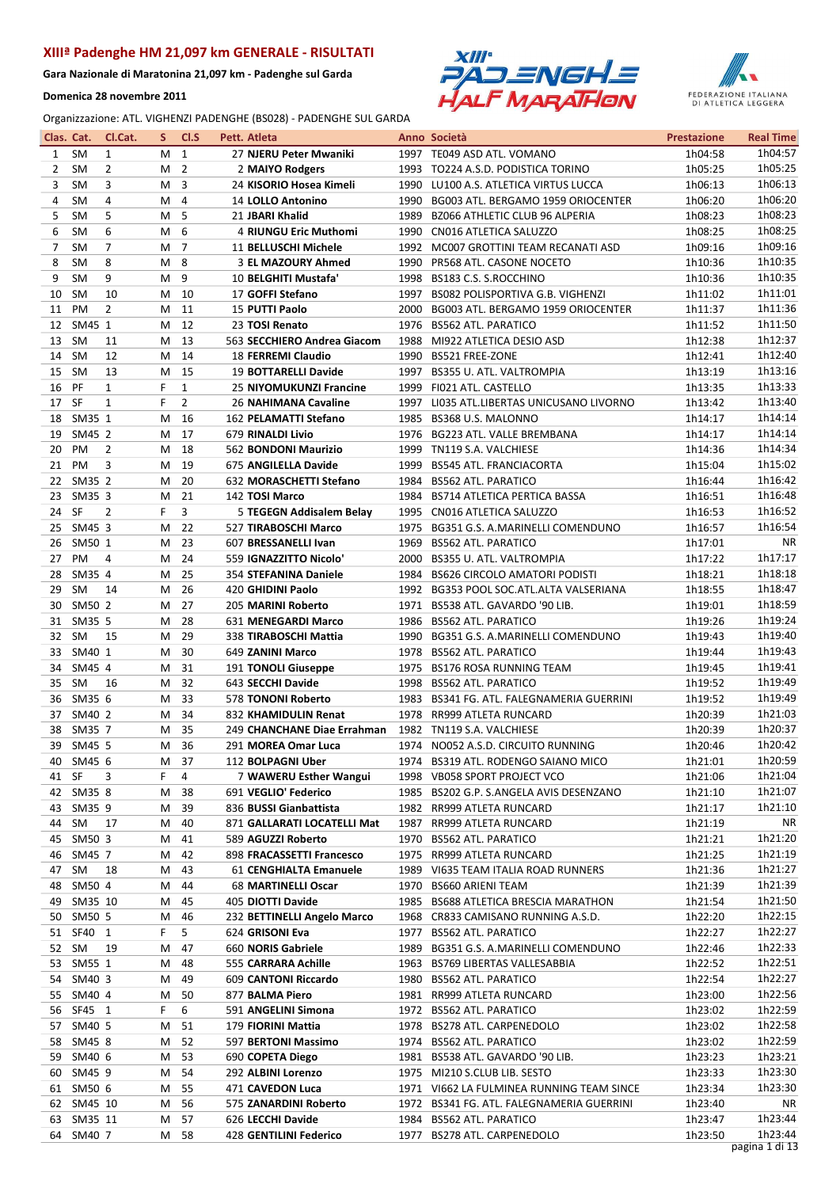# XIIIª Padenghe HM 21,097 km GENERALE - RISULTATI

**Gara Nazionale di Maratonina 21,097 km - Padenghe sul Garda**

**Domenica 28 novembre 2011**

Organizzazione: ATL. VIGHENZI PADENGHE (BS028) - PADENGHE SUL GARDA

| Clas. | Cat. | Cl.Cat. | S. | Cl.S | Pett. | Atleta | Anno | Società | Prestazione | Real Time |
|---|---|---|---|---|---|---|---|---|---|---|
| 1 | SM | 1 | M | 1 | 27 | **NJERU Peter Mwaniki** | 1997 | TE049 ASD ATL. VOMANO | 1h04:58 | 1h04:57 |
| 2 | SM | 2 | M | 2 | 2 | **MAIYO Rodgers** | 1993 | TO224 A.S.D. PODISTICA TORINO | 1h05:25 | 1h05:25 |
| 3 | SM | 3 | M | 3 | 24 | **KISORIO Hosea Kimeli** | 1990 | LU100 A.S. ATLETICA VIRTUS LUCCA | 1h06:13 | 1h06:13 |
| 4 | SM | 4 | M | 4 | 14 | **LOLLO Antonino** | 1990 | BG003 ATL. BERGAMO 1959 ORIOCENTER | 1h06:20 | 1h06:20 |
| 5 | SM | 5 | M | 5 | 21 | **JBARI Khalid** | 1989 | BZ066 ATHLETIC CLUB 96 ALPERIA | 1h08:23 | 1h08:23 |
| 6 | SM | 6 | M | 6 | 4 | **RIUNGU Eric Muthomi** | 1990 | CN016 ATLETICA SALUZZO | 1h08:25 | 1h08:25 |
| 7 | SM | 7 | M | 7 | 11 | **BELLUSCHI Michele** | 1992 | MC007 GROTTINI TEAM RECANATI ASD | 1h09:16 | 1h09:16 |
| 8 | SM | 8 | M | 8 | 3 | **EL MAZOURY Ahmed** | 1990 | PR568 ATL. CASONE NOCETO | 1h10:36 | 1h10:35 |
| 9 | SM | 9 | M | 9 | 10 | **BELGHITI Mustafa'** | 1998 | BS183 C.S. S.ROCCHINO | 1h10:36 | 1h10:35 |
| 10 | SM | 10 | M | 10 | 17 | **GOFFI Stefano** | 1997 | BS082 POLISPORTIVA G.B. VIGHENZI | 1h11:02 | 1h11:01 |
| 11 | PM | 2 | M | 11 | 15 | **PUTTI Paolo** | 2000 | BG003 ATL. BERGAMO 1959 ORIOCENTER | 1h11:37 | 1h11:36 |
| 12 | SM45 | 1 | M | 12 | 23 | **TOSI Renato** | 1976 | BS562 ATL. PARATICO | 1h11:52 | 1h11:50 |
| 13 | SM | 11 | M | 13 | 563 | **SECCHIERO Andrea Giacom** | 1988 | MI922 ATLETICA DESIO ASD | 1h12:38 | 1h12:37 |
| 14 | SM | 12 | M | 14 | 18 | **FERREMI Claudio** | 1990 | BS521 FREE-ZONE | 1h12:41 | 1h12:40 |
| 15 | SM | 13 | M | 15 | 19 | **BOTTARELLI Davide** | 1997 | BS355 U. ATL. VALTROMPIA | 1h13:19 | 1h13:16 |
| 16 | PF | 1 | F | 1 | 25 | **NIYOMUKUNZI Francine** | 1999 | FI021 ATL. CASTELLO | 1h13:35 | 1h13:33 |
| 17 | SF | 1 | F | 2 | 26 | **NAHIMANA Cavaline** | 1997 | LI035 ATL.LIBERTAS UNICUSANO LIVORNO | 1h13:42 | 1h13:40 |
| 18 | SM35 | 1 | M | 16 | 162 | **PELAMATTI Stefano** | 1985 | BS368 U.S. MALONNO | 1h14:17 | 1h14:14 |
| 19 | SM45 | 2 | M | 17 | 679 | **RINALDI Livio** | 1976 | BG223 ATL. VALLE BREMBANA | 1h14:17 | 1h14:14 |
| 20 | PM | 2 | M | 18 | 562 | **BONDONI Maurizio** | 1999 | TN119 S.A. VALCHIESE | 1h14:36 | 1h14:34 |
| 21 | PM | 3 | M | 19 | 675 | **ANGILELLA Davide** | 1999 | BS545 ATL. FRANCIACORTA | 1h15:04 | 1h15:02 |
| 22 | SM35 | 2 | M | 20 | 632 | **MORASCHETTI Stefano** | 1984 | BS562 ATL. PARATICO | 1h16:44 | 1h16:42 |
| 23 | SM35 | 3 | M | 21 | 142 | **TOSI Marco** | 1984 | BS714 ATLETICA PERTICA BASSA | 1h16:51 | 1h16:48 |
| 24 | SF | 2 | F | 3 | 5 | **TEGEGN Addisalem Belay** | 1995 | CN016 ATLETICA SALUZZO | 1h16:53 | 1h16:52 |
| 25 | SM45 | 3 | M | 22 | 527 | **TIRABOSCHI Marco** | 1975 | BG351 G.S. A.MARINELLI COMENDUNO | 1h16:57 | 1h16:54 |
| 26 | SM50 | 1 | M | 23 | 607 | **BRESSANELLI Ivan** | 1969 | BS562 ATL. PARATICO | 1h17:01 | NR |
| 27 | PM | 4 | M | 24 | 354 | **IGNAZZITTO Nicolo'** | 2000 | BS355 U. ATL. VALTROMPIA | 1h17:22 | 1h17:17 |
| 28 | SM35 | 4 | M | 25 | 354 | **STEFANINA Daniele** | 1984 | BS626 CIRCOLO AMATORI PODISTI | 1h18:21 | 1h18:18 |
| 29 | SM | 14 | M | 26 | 420 | **GHIDINI Paolo** | 1992 | BG353 POOL SOC.ATL.ALTA VALSERIANA | 1h18:55 | 1h18:47 |
| 30 | SM50 | 2 | M | 27 | 205 | **MARINI Roberto** | 1971 | BS538 ATL. GAVARDO '90 LIB. | 1h19:01 | 1h18:59 |
| 31 | SM35 | 5 | M | 28 | 631 | **MENEGARDI Marco** | 1986 | BS562 ATL. PARATICO | 1h19:26 | 1h19:24 |
| 32 | SM | 15 | M | 29 | 338 | **TIRABOSCHI Mattia** | 1990 | BG351 G.S. A.MARINELLI COMENDUNO | 1h19:43 | 1h19:40 |
| 33 | SM40 | 1 | M | 30 | 649 | **ZANINI Marco** | 1978 | BS562 ATL. PARATICO | 1h19:44 | 1h19:43 |
| 34 | SM45 | 4 | M | 31 | 191 | **TONOLI Giuseppe** | 1975 | BS176 ROSA RUNNING TEAM | 1h19:45 | 1h19:41 |
| 35 | SM | 16 | M | 32 | 643 | **SECCHI Davide** | 1998 | BS562 ATL. PARATICO | 1h19:52 | 1h19:49 |
| 36 | SM35 | 6 | M | 33 | 578 | **TONONI Roberto** | 1983 | BS341 FG. ATL. FALEGNAMERIA GUERRINI | 1h19:52 | 1h19:49 |
| 37 | SM40 | 2 | M | 34 | 832 | **KHAMIDULIN Renat** | 1978 | RR999 ATLETA RUNCARD | 1h20:39 | 1h21:03 |
| 38 | SM35 | 7 | M | 35 | 249 | **CHANCHANE Diae Errahman** | 1982 | TN119 S.A. VALCHIESE | 1h20:39 | 1h20:37 |
| 39 | SM45 | 5 | M | 36 | 291 | **MOREA Omar Luca** | 1974 | NO052 A.S.D. CIRCUITO RUNNING | 1h20:46 | 1h20:42 |
| 40 | SM45 | 6 | M | 37 | 112 | **BOLPAGNI Uber** | 1974 | BS319 ATL. RODENGO SAIANO MICO | 1h21:01 | 1h20:59 |
| 41 | SF | 3 | F | 4 | 7 | **WAWERU Esther Wangui** | 1998 | VB058 SPORT PROJECT VCO | 1h21:06 | 1h21:04 |
| 42 | SM35 | 8 | M | 38 | 691 | **VEGLIO' Federico** | 1985 | BS202 G.P. S.ANGELA AVIS DESENZANO | 1h21:10 | 1h21:07 |
| 43 | SM35 | 9 | M | 39 | 836 | **BUSSI Gianbattista** | 1982 | RR999 ATLETA RUNCARD | 1h21:17 | 1h21:10 |
| 44 | SM | 17 | M | 40 | 871 | **GALLARATI LOCATELLI Mat** | 1987 | RR999 ATLETA RUNCARD | 1h21:19 | NR |
| 45 | SM50 | 3 | M | 41 | 589 | **AGUZZI Roberto** | 1970 | BS562 ATL. PARATICO | 1h21:21 | 1h21:20 |
| 46 | SM45 | 7 | M | 42 | 898 | **FRACASSETTI Francesco** | 1975 | RR999 ATLETA RUNCARD | 1h21:25 | 1h21:19 |
| 47 | SM | 18 | M | 43 | 61 | **CENGHIALTA Emanuele** | 1989 | VI635 TEAM ITALIA ROAD RUNNERS | 1h21:36 | 1h21:27 |
| 48 | SM50 | 4 | M | 44 | 68 | **MARTINELLI Oscar** | 1970 | BS660 ARIENI TEAM | 1h21:39 | 1h21:39 |
| 49 | SM35 | 10 | M | 45 | 405 | **DIOTTI Davide** | 1985 | BS688 ATLETICA BRESCIA MARATHON | 1h21:54 | 1h21:50 |
| 50 | SM50 | 5 | M | 46 | 232 | **BETTINELLI Angelo Marco** | 1968 | CR833 CAMISANO RUNNING A.S.D. | 1h22:20 | 1h22:15 |
| 51 | SF40 | 1 | F | 5 | 624 | **GRISONI Eva** | 1977 | BS562 ATL. PARATICO | 1h22:27 | 1h22:27 |
| 52 | SM | 19 | M | 47 | 660 | **NORIS Gabriele** | 1989 | BG351 G.S. A.MARINELLI COMENDUNO | 1h22:46 | 1h22:33 |
| 53 | SM55 | 1 | M | 48 | 555 | **CARRARA Achille** | 1963 | BS769 LIBERTAS VALLESABBIA | 1h22:52 | 1h22:51 |
| 54 | SM40 | 3 | M | 49 | 609 | **CANTONI Riccardo** | 1980 | BS562 ATL. PARATICO | 1h22:54 | 1h22:27 |
| 55 | SM40 | 4 | M | 50 | 877 | **BALMA Piero** | 1981 | RR999 ATLETA RUNCARD | 1h23:00 | 1h22:56 |
| 56 | SF45 | 1 | F | 6 | 591 | **ANGELINI Simona** | 1972 | BS562 ATL. PARATICO | 1h23:02 | 1h22:59 |
| 57 | SM40 | 5 | M | 51 | 179 | **FIORINI Mattia** | 1978 | BS278 ATL. CARPENEDOLO | 1h23:02 | 1h22:58 |
| 58 | SM45 | 8 | M | 52 | 597 | **BERTONI Massimo** | 1974 | BS562 ATL. PARATICO | 1h23:02 | 1h22:59 |
| 59 | SM40 | 6 | M | 53 | 690 | **COPETA Diego** | 1981 | BS538 ATL. GAVARDO '90 LIB. | 1h23:23 | 1h23:21 |
| 60 | SM45 | 9 | M | 54 | 292 | **ALBINI Lorenzo** | 1975 | MI210 S.CLUB LIB. SESTO | 1h23:33 | 1h23:30 |
| 61 | SM50 | 6 | M | 55 | 471 | **CAVEDON Luca** | 1971 | VI662 LA FULMINEA RUNNING TEAM SINCE | 1h23:34 | 1h23:30 |
| 62 | SM45 | 10 | M | 56 | 575 | **ZANARDINI Roberto** | 1972 | BS341 FG. ATL. FALEGNAMERIA GUERRINI | 1h23:40 | NR |
| 63 | SM35 | 11 | M | 57 | 626 | **LECCHI Davide** | 1984 | BS562 ATL. PARATICO | 1h23:47 | 1h23:44 |
| 64 | SM40 | 7 | M | 58 | 428 | **GENTILINI Federico** | 1977 | BS278 ATL. CARPENEDOLO | 1h23:50 | 1h23:44 |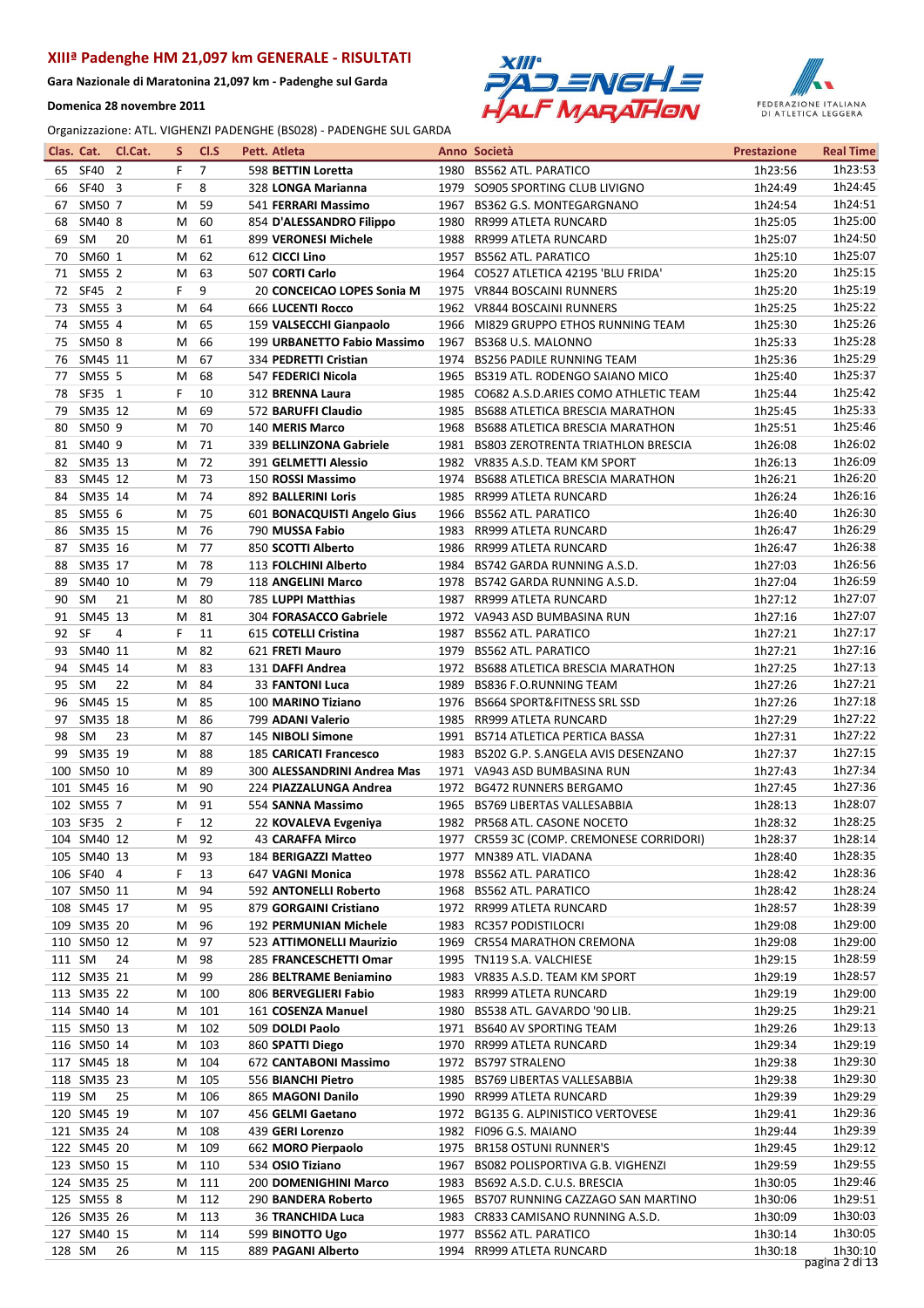## XIIIª Padenghe HM 21,097 km GENERALE - RISULTATI

**Gara Nazionale di Maratonina 21,097 km - Padenghe sul Garda**

**Domenica 28 novembre 2011**

Organizzazione: ATL. VIGHENZI PADENGHE (BS028) - PADENGHE SUL GARDA

| Clas. | Cat. | Cl.Cat. | S | Cl.S | Pett. | Atleta | Anno | Società | Prestazione | Real Time |
|---|---|---|---|---|---|---|---|---|---|---|
| 65 | SF40 | 2 | F | 7 | 598 | **BETTIN Loretta** | 1980 | BS562 ATL. PARATICO | 1h23:56 | 1h23:53 |
| 66 | SF40 | 3 | F | 8 | 328 | **LONGA Marianna** | 1979 | SO905 SPORTING CLUB LIVIGNO | 1h24:49 | 1h24:45 |
| 67 | SM50 | 7 | M | 59 | 541 | **FERRARI Massimo** | 1967 | BS362 G.S. MONTEGARGNANO | 1h24:54 | 1h24:51 |
| 68 | SM40 | 8 | M | 60 | 854 | **D'ALESSANDRO Filippo** | 1980 | RR999 ATLETA RUNCARD | 1h25:05 | 1h25:00 |
| 69 | SM | 20 | M | 61 | 899 | **VERONESI Michele** | 1988 | RR999 ATLETA RUNCARD | 1h25:07 | 1h24:50 |
| 70 | SM60 | 1 | M | 62 | 612 | **CICCI Lino** | 1957 | BS562 ATL. PARATICO | 1h25:10 | 1h25:07 |
| 71 | SM55 | 2 | M | 63 | 507 | **CORTI Carlo** | 1964 | CO527 ATLETICA 42195 'BLU FRIDA' | 1h25:20 | 1h25:15 |
| 72 | SF45 | 2 | F | 9 | 20 | **CONCEICAO LOPES Sonia M** | 1975 | VR844 BOSCAINI RUNNERS | 1h25:20 | 1h25:19 |
| 73 | SM55 | 3 | M | 64 | 666 | **LUCENTI Rocco** | 1962 | VR844 BOSCAINI RUNNERS | 1h25:25 | 1h25:22 |
| 74 | SM55 | 4 | M | 65 | 159 | **VALSECCHI Gianpaolo** | 1966 | MI829 GRUPPO ETHOS RUNNING TEAM | 1h25:30 | 1h25:26 |
| 75 | SM50 | 8 | M | 66 | 199 | **URBANETTO Fabio Massimo** | 1967 | BS368 U.S. MALONNO | 1h25:33 | 1h25:28 |
| 76 | SM45 | 11 | M | 67 | 334 | **PEDRETTI Cristian** | 1974 | BS256 PADILE RUNNING TEAM | 1h25:36 | 1h25:29 |
| 77 | SM55 | 5 | M | 68 | 547 | **FEDERICI Nicola** | 1965 | BS319 ATL. RODENGO SAIANO MICO | 1h25:40 | 1h25:37 |
| 78 | SF35 | 1 | F | 10 | 312 | **BRENNA Laura** | 1985 | CO682 A.S.D.ARIES COMO ATHLETIC TEAM | 1h25:44 | 1h25:42 |
| 79 | SM35 | 12 | M | 69 | 572 | **BARUFFI Claudio** | 1985 | BS688 ATLETICA BRESCIA MARATHON | 1h25:45 | 1h25:33 |
| 80 | SM50 | 9 | M | 70 | 140 | **MERIS Marco** | 1968 | BS688 ATLETICA BRESCIA MARATHON | 1h25:51 | 1h25:46 |
| 81 | SM40 | 9 | M | 71 | 339 | **BELLINZONA Gabriele** | 1981 | BS803 ZEROTRENTA TRIATHLON BRESCIA | 1h26:08 | 1h26:02 |
| 82 | SM35 | 13 | M | 72 | 391 | **GELMETTI Alessio** | 1982 | VR835 A.S.D. TEAM KM SPORT | 1h26:13 | 1h26:09 |
| 83 | SM45 | 12 | M | 73 | 150 | **ROSSI Massimo** | 1974 | BS688 ATLETICA BRESCIA MARATHON | 1h26:21 | 1h26:20 |
| 84 | SM35 | 14 | M | 74 | 892 | **BALLERINI Loris** | 1985 | RR999 ATLETA RUNCARD | 1h26:24 | 1h26:16 |
| 85 | SM55 | 6 | M | 75 | 601 | **BONACQUISTI Angelo Gius** | 1966 | BS562 ATL. PARATICO | 1h26:40 | 1h26:30 |
| 86 | SM35 | 15 | M | 76 | 790 | **MUSSA Fabio** | 1983 | RR999 ATLETA RUNCARD | 1h26:47 | 1h26:29 |
| 87 | SM35 | 16 | M | 77 | 850 | **SCOTTI Alberto** | 1986 | RR999 ATLETA RUNCARD | 1h26:47 | 1h26:38 |
| 88 | SM35 | 17 | M | 78 | 113 | **FOLCHINI Alberto** | 1984 | BS742 GARDA RUNNING A.S.D. | 1h27:03 | 1h26:56 |
| 89 | SM40 | 10 | M | 79 | 118 | **ANGELINI Marco** | 1978 | BS742 GARDA RUNNING A.S.D. | 1h27:04 | 1h26:59 |
| 90 | SM | 21 | M | 80 | 785 | **LUPPI Matthias** | 1987 | RR999 ATLETA RUNCARD | 1h27:12 | 1h27:07 |
| 91 | SM45 | 13 | M | 81 | 304 | **FORASACCO Gabriele** | 1972 | VA943 ASD BUMBASINA RUN | 1h27:16 | 1h27:07 |
| 92 | SF | 4 | F | 11 | 615 | **COTELLI Cristina** | 1987 | BS562 ATL. PARATICO | 1h27:21 | 1h27:17 |
| 93 | SM40 | 11 | M | 82 | 621 | **FRETI Mauro** | 1979 | BS562 ATL. PARATICO | 1h27:21 | 1h27:16 |
| 94 | SM45 | 14 | M | 83 | 131 | **DAFFI Andrea** | 1972 | BS688 ATLETICA BRESCIA MARATHON | 1h27:25 | 1h27:13 |
| 95 | SM | 22 | M | 84 | 33 | **FANTONI Luca** | 1989 | BS836 F.O.RUNNING TEAM | 1h27:26 | 1h27:21 |
| 96 | SM45 | 15 | M | 85 | 100 | **MARINO Tiziano** | 1976 | BS664 SPORT&FITNESS SRL SSD | 1h27:26 | 1h27:18 |
| 97 | SM35 | 18 | M | 86 | 799 | **ADANI Valerio** | 1985 | RR999 ATLETA RUNCARD | 1h27:29 | 1h27:22 |
| 98 | SM | 23 | M | 87 | 145 | **NIBOLI Simone** | 1991 | BS714 ATLETICA PERTICA BASSA | 1h27:31 | 1h27:22 |
| 99 | SM35 | 19 | M | 88 | 185 | **CARICATI Francesco** | 1983 | BS202 G.P. S.ANGELA AVIS DESENZANO | 1h27:37 | 1h27:15 |
| 100 | SM50 | 10 | M | 89 | 300 | **ALESSANDRINI Andrea Mas** | 1971 | VA943 ASD BUMBASINA RUN | 1h27:43 | 1h27:34 |
| 101 | SM45 | 16 | M | 90 | 224 | **PIAZZALUNGA Andrea** | 1972 | BG472 RUNNERS BERGAMO | 1h27:45 | 1h27:36 |
| 102 | SM55 | 7 | M | 91 | 554 | **SANNA Massimo** | 1965 | BS769 LIBERTAS VALLESABBIA | 1h28:13 | 1h28:07 |
| 103 | SF35 | 2 | F | 12 | 22 | **KOVALEVA Evgeniya** | 1982 | PR568 ATL. CASONE NOCETO | 1h28:32 | 1h28:25 |
| 104 | SM40 | 12 | M | 92 | 43 | **CARAFFA Mirco** | 1977 | CR559 3C (COMP. CREMONESE CORRIDORI) | 1h28:37 | 1h28:14 |
| 105 | SM40 | 13 | M | 93 | 184 | **BERIGAZZI Matteo** | 1977 | MN389 ATL. VIADANA | 1h28:40 | 1h28:35 |
| 106 | SF40 | 4 | F | 13 | 647 | **VAGNI Monica** | 1978 | BS562 ATL. PARATICO | 1h28:42 | 1h28:36 |
| 107 | SM50 | 11 | M | 94 | 592 | **ANTONELLI Roberto** | 1968 | BS562 ATL. PARATICO | 1h28:42 | 1h28:24 |
| 108 | SM45 | 17 | M | 95 | 879 | **GORGAINI Cristiano** | 1972 | RR999 ATLETA RUNCARD | 1h28:57 | 1h28:39 |
| 109 | SM35 | 20 | M | 96 | 192 | **PERMUNIAN Michele** | 1983 | RC357 PODISTILOCRI | 1h29:08 | 1h29:00 |
| 110 | SM50 | 12 | M | 97 | 523 | **ATTIMONELLI Maurizio** | 1969 | CR554 MARATHON CREMONA | 1h29:08 | 1h29:00 |
| 111 | SM | 24 | M | 98 | 285 | **FRANCESCHETTI Omar** | 1995 | TN119 S.A. VALCHIESE | 1h29:15 | 1h28:59 |
| 112 | SM35 | 21 | M | 99 | 286 | **BELTRAME Beniamino** | 1983 | VR835 A.S.D. TEAM KM SPORT | 1h29:19 | 1h28:57 |
| 113 | SM35 | 22 | M | 100 | 806 | **BERVEGLIERI Fabio** | 1983 | RR999 ATLETA RUNCARD | 1h29:19 | 1h29:00 |
| 114 | SM40 | 14 | M | 101 | 161 | **COSENZA Manuel** | 1980 | BS538 ATL. GAVARDO '90 LIB. | 1h29:25 | 1h29:21 |
| 115 | SM50 | 13 | M | 102 | 509 | **DOLDI Paolo** | 1971 | BS640 AV SPORTING TEAM | 1h29:26 | 1h29:13 |
| 116 | SM50 | 14 | M | 103 | 860 | **SPATTI Diego** | 1970 | RR999 ATLETA RUNCARD | 1h29:34 | 1h29:19 |
| 117 | SM45 | 18 | M | 104 | 672 | **CANTABONI Massimo** | 1972 | BS797 STRALENO | 1h29:38 | 1h29:30 |
| 118 | SM35 | 23 | M | 105 | 556 | **BIANCHI Pietro** | 1985 | BS769 LIBERTAS VALLESABBIA | 1h29:38 | 1h29:30 |
| 119 | SM | 25 | M | 106 | 865 | **MAGONI Danilo** | 1990 | RR999 ATLETA RUNCARD | 1h29:39 | 1h29:29 |
| 120 | SM45 | 19 | M | 107 | 456 | **GELMI Gaetano** | 1972 | BG135 G. ALPINISTICO VERTOVESE | 1h29:41 | 1h29:36 |
| 121 | SM35 | 24 | M | 108 | 439 | **GERI Lorenzo** | 1982 | FI096 G.S. MAIANO | 1h29:44 | 1h29:39 |
| 122 | SM45 | 20 | M | 109 | 662 | **MORO Pierpaolo** | 1975 | BR158 OSTUNI RUNNER'S | 1h29:45 | 1h29:12 |
| 123 | SM50 | 15 | M | 110 | 534 | **OSIO Tiziano** | 1967 | BS082 POLISPORTIVA G.B. VIGHENZI | 1h29:59 | 1h29:55 |
| 124 | SM35 | 25 | M | 111 | 200 | **DOMENIGHINI Marco** | 1983 | BS692 A.S.D. C.U.S. BRESCIA | 1h30:05 | 1h29:46 |
| 125 | SM55 | 8 | M | 112 | 290 | **BANDERA Roberto** | 1965 | BS707 RUNNING CAZZAGO SAN MARTINO | 1h30:06 | 1h29:51 |
| 126 | SM35 | 26 | M | 113 | 36 | **TRANCHIDA Luca** | 1983 | CR833 CAMISANO RUNNING A.S.D. | 1h30:09 | 1h30:03 |
| 127 | SM40 | 15 | M | 114 | 599 | **BINOTTO Ugo** | 1977 | BS562 ATL. PARATICO | 1h30:14 | 1h30:05 |
| 128 | SM | 26 | M | 115 | 889 | **PAGANI Alberto** | 1994 | RR999 ATLETA RUNCARD | 1h30:18 | 1h30:10 |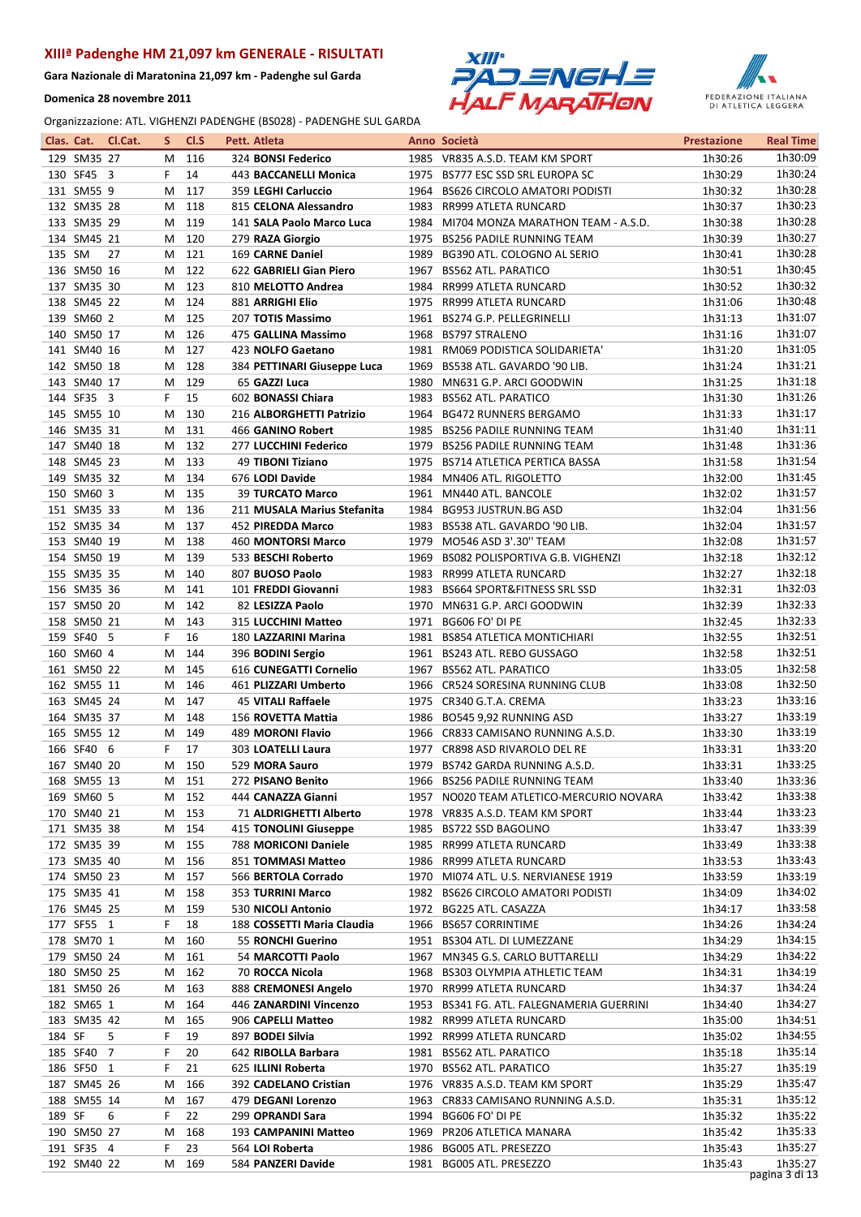# XIIIª Padenghe HM 21,097 km GENERALE - RISULTATI

**Gara Nazionale di Maratonina 21,097 km - Padenghe sul Garda**

**Domenica 28 novembre 2011**

Organizzazione: ATL. VIGHENZI PADENGHE (BS028) - PADENGHE SUL GARDA

| Clas. | Cat. | Cl.Cat. | S | Cl.S | Pett. | Atleta | Anno | Società | Prestazione | Real Time |
|---|---|---|---|---|---|---|---|---|---|---|
| 129 | SM35 | 27 | M | 116 | 324 | **BONSI Federico** | 1985 | VR835 A.S.D. TEAM KM SPORT | 1h30:26 | 1h30:09 |
| 130 | SF45 | 3 | F | 14 | 443 | **BACCANELLI Monica** | 1975 | BS777 ESC SSD SRL EUROPA SC | 1h30:29 | 1h30:24 |
| 131 | SM55 | 9 | M | 117 | 359 | **LEGHI Carluccio** | 1964 | BS626 CIRCOLO AMATORI PODISTI | 1h30:32 | 1h30:28 |
| 132 | SM35 | 28 | M | 118 | 815 | **CELONA Alessandro** | 1983 | RR999 ATLETA RUNCARD | 1h30:37 | 1h30:23 |
| 133 | SM35 | 29 | M | 119 | 141 | **SALA Paolo Marco Luca** | 1984 | MI704 MONZA MARATHON TEAM - A.S.D. | 1h30:38 | 1h30:28 |
| 134 | SM45 | 21 | M | 120 | 279 | **RAZA Giorgio** | 1975 | BS256 PADILE RUNNING TEAM | 1h30:39 | 1h30:27 |
| 135 | SM | 27 | M | 121 | 169 | **CARNE Daniel** | 1989 | BG390 ATL. COLOGNO AL SERIO | 1h30:41 | 1h30:28 |
| 136 | SM50 | 16 | M | 122 | 622 | **GABRIELI Gian Piero** | 1967 | BS562 ATL. PARATICO | 1h30:51 | 1h30:45 |
| 137 | SM35 | 30 | M | 123 | 810 | **MELOTTO Andrea** | 1984 | RR999 ATLETA RUNCARD | 1h30:52 | 1h30:32 |
| 138 | SM45 | 22 | M | 124 | 881 | **ARRIGHI Elio** | 1975 | RR999 ATLETA RUNCARD | 1h31:06 | 1h30:48 |
| 139 | SM60 | 2 | M | 125 | 207 | **TOTIS Massimo** | 1961 | BS274 G.P. PELLEGRINELLI | 1h31:13 | 1h31:07 |
| 140 | SM50 | 17 | M | 126 | 475 | **GALLINA Massimo** | 1968 | BS797 STRALENO | 1h31:16 | 1h31:07 |
| 141 | SM40 | 16 | M | 127 | 423 | **NOLFO Gaetano** | 1981 | RM069 PODISTICA SOLIDARIETA' | 1h31:20 | 1h31:05 |
| 142 | SM50 | 18 | M | 128 | 384 | **PETTINARI Giuseppe Luca** | 1969 | BS538 ATL. GAVARDO '90 LIB. | 1h31:24 | 1h31:21 |
| 143 | SM40 | 17 | M | 129 | 65 | **GAZZI Luca** | 1980 | MN631 G.P. ARCI GOODWIN | 1h31:25 | 1h31:18 |
| 144 | SF35 | 3 | F | 15 | 602 | **BONASSI Chiara** | 1983 | BS562 ATL. PARATICO | 1h31:30 | 1h31:26 |
| 145 | SM55 | 10 | M | 130 | 216 | **ALBORGHETTI Patrizio** | 1964 | BG472 RUNNERS BERGAMO | 1h31:33 | 1h31:17 |
| 146 | SM35 | 31 | M | 131 | 466 | **GANINO Robert** | 1985 | BS256 PADILE RUNNING TEAM | 1h31:40 | 1h31:11 |
| 147 | SM40 | 18 | M | 132 | 277 | **LUCCHINI Federico** | 1979 | BS256 PADILE RUNNING TEAM | 1h31:48 | 1h31:36 |
| 148 | SM45 | 23 | M | 133 | 49 | **TIBONI Tiziano** | 1975 | BS714 ATLETICA PERTICA BASSA | 1h31:58 | 1h31:54 |
| 149 | SM35 | 32 | M | 134 | 676 | **LODI Davide** | 1984 | MN406 ATL. RIGOLETTO | 1h32:00 | 1h31:45 |
| 150 | SM60 | 3 | M | 135 | 39 | **TURCATO Marco** | 1961 | MN440 ATL. BANCOLE | 1h32:02 | 1h31:57 |
| 151 | SM35 | 33 | M | 136 | 211 | **MUSALA Marius Stefanita** | 1984 | BG953 JUSTRUN.BG ASD | 1h32:04 | 1h31:56 |
| 152 | SM35 | 34 | M | 137 | 452 | **PIREDDA Marco** | 1983 | BS538 ATL. GAVARDO '90 LIB. | 1h32:04 | 1h31:57 |
| 153 | SM40 | 19 | M | 138 | 460 | **MONTORSI Marco** | 1979 | MO546 ASD 3'.30'' TEAM | 1h32:08 | 1h31:57 |
| 154 | SM50 | 19 | M | 139 | 533 | **BESCHI Roberto** | 1969 | BS082 POLISPORTIVA G.B. VIGHENZI | 1h32:18 | 1h32:12 |
| 155 | SM35 | 35 | M | 140 | 807 | **BUOSO Paolo** | 1983 | RR999 ATLETA RUNCARD | 1h32:27 | 1h32:18 |
| 156 | SM35 | 36 | M | 141 | 101 | **FREDDI Giovanni** | 1983 | BS664 SPORT&FITNESS SRL SSD | 1h32:31 | 1h32:03 |
| 157 | SM50 | 20 | M | 142 | 82 | **LESIZZA Paolo** | 1970 | MN631 G.P. ARCI GOODWIN | 1h32:39 | 1h32:33 |
| 158 | SM50 | 21 | M | 143 | 315 | **LUCCHINI Matteo** | 1971 | BG606 FO' DI PE | 1h32:45 | 1h32:33 |
| 159 | SF40 | 5 | F | 16 | 180 | **LAZZARINI Marina** | 1981 | BS854 ATLETICA MONTICHIARI | 1h32:55 | 1h32:51 |
| 160 | SM60 | 4 | M | 144 | 396 | **BODINI Sergio** | 1961 | BS243 ATL. REBO GUSSAGO | 1h32:58 | 1h32:51 |
| 161 | SM50 | 22 | M | 145 | 616 | **CUNEGATTI Cornelio** | 1967 | BS562 ATL. PARATICO | 1h33:05 | 1h32:58 |
| 162 | SM55 | 11 | M | 146 | 461 | **PLIZZARI Umberto** | 1966 | CR524 SORESINA RUNNING CLUB | 1h33:08 | 1h32:50 |
| 163 | SM45 | 24 | M | 147 | 45 | **VITALI Raffaele** | 1975 | CR340 G.T.A. CREMA | 1h33:23 | 1h33:16 |
| 164 | SM35 | 37 | M | 148 | 156 | **ROVETTA Mattia** | 1986 | BO545 9,92 RUNNING ASD | 1h33:27 | 1h33:19 |
| 165 | SM55 | 12 | M | 149 | 489 | **MORONI Flavio** | 1966 | CR833 CAMISANO RUNNING A.S.D. | 1h33:30 | 1h33:19 |
| 166 | SF40 | 6 | F | 17 | 303 | **LOATELLI Laura** | 1977 | CR898 ASD RIVAROLO DEL RE | 1h33:31 | 1h33:20 |
| 167 | SM40 | 20 | M | 150 | 529 | **MORA Sauro** | 1979 | BS742 GARDA RUNNING A.S.D. | 1h33:31 | 1h33:25 |
| 168 | SM55 | 13 | M | 151 | 272 | **PISANO Benito** | 1966 | BS256 PADILE RUNNING TEAM | 1h33:40 | 1h33:36 |
| 169 | SM60 | 5 | M | 152 | 444 | **CANAZZA Gianni** | 1957 | NO020 TEAM ATLETICO-MERCURIO NOVARA | 1h33:42 | 1h33:38 |
| 170 | SM40 | 21 | M | 153 | 71 | **ALDRIGHETTI Alberto** | 1978 | VR835 A.S.D. TEAM KM SPORT | 1h33:44 | 1h33:23 |
| 171 | SM35 | 38 | M | 154 | 415 | **TONOLINI Giuseppe** | 1985 | BS722 SSD BAGOLINO | 1h33:47 | 1h33:39 |
| 172 | SM35 | 39 | M | 155 | 788 | **MORICONI Daniele** | 1985 | RR999 ATLETA RUNCARD | 1h33:49 | 1h33:38 |
| 173 | SM35 | 40 | M | 156 | 851 | **TOMMASI Matteo** | 1986 | RR999 ATLETA RUNCARD | 1h33:53 | 1h33:43 |
| 174 | SM50 | 23 | M | 157 | 566 | **BERTOLA Corrado** | 1970 | MI074 ATL. U.S. NERVIANESE 1919 | 1h33:59 | 1h33:19 |
| 175 | SM35 | 41 | M | 158 | 353 | **TURRINI Marco** | 1982 | BS626 CIRCOLO AMATORI PODISTI | 1h34:09 | 1h34:02 |
| 176 | SM45 | 25 | M | 159 | 530 | **NICOLI Antonio** | 1972 | BG225 ATL. CASAZZA | 1h34:17 | 1h33:58 |
| 177 | SF55 | 1 | F | 18 | 188 | **COSSETTI Maria Claudia** | 1966 | BS657 CORRINTIME | 1h34:26 | 1h34:24 |
| 178 | SM70 | 1 | M | 160 | 55 | **RONCHI Guerino** | 1951 | BS304 ATL. DI LUMEZZANE | 1h34:29 | 1h34:15 |
| 179 | SM50 | 24 | M | 161 | 54 | **MARCOTTI Paolo** | 1967 | MN345 G.S. CARLO BUTTARELLI | 1h34:29 | 1h34:22 |
| 180 | SM50 | 25 | M | 162 | 70 | **ROCCA Nicola** | 1968 | BS303 OLYMPIA ATHLETIC TEAM | 1h34:31 | 1h34:19 |
| 181 | SM50 | 26 | M | 163 | 888 | **CREMONESI Angelo** | 1970 | RR999 ATLETA RUNCARD | 1h34:37 | 1h34:24 |
| 182 | SM65 | 1 | M | 164 | 446 | **ZANARDINI Vincenzo** | 1953 | BS341 FG. ATL. FALEGNAMERIA GUERRINI | 1h34:40 | 1h34:27 |
| 183 | SM35 | 42 | M | 165 | 906 | **CAPELLI Matteo** | 1982 | RR999 ATLETA RUNCARD | 1h35:00 | 1h34:51 |
| 184 | SF | 5 | F | 19 | 897 | **BODEI Silvia** | 1992 | RR999 ATLETA RUNCARD | 1h35:02 | 1h34:55 |
| 185 | SF40 | 7 | F | 20 | 642 | **RIBOLLA Barbara** | 1981 | BS562 ATL. PARATICO | 1h35:18 | 1h35:14 |
| 186 | SF50 | 1 | F | 21 | 625 | **ILLINI Roberta** | 1970 | BS562 ATL. PARATICO | 1h35:27 | 1h35:19 |
| 187 | SM45 | 26 | M | 166 | 392 | **CADELANO Cristian** | 1976 | VR835 A.S.D. TEAM KM SPORT | 1h35:29 | 1h35:47 |
| 188 | SM55 | 14 | M | 167 | 479 | **DEGANI Lorenzo** | 1963 | CR833 CAMISANO RUNNING A.S.D. | 1h35:31 | 1h35:12 |
| 189 | SF | 6 | F | 22 | 299 | **OPRANDI Sara** | 1994 | BG606 FO' DI PE | 1h35:32 | 1h35:22 |
| 190 | SM50 | 27 | M | 168 | 193 | **CAMPANINI Matteo** | 1969 | PR206 ATLETICA MANARA | 1h35:42 | 1h35:33 |
| 191 | SF35 | 4 | F | 23 | 564 | **LOI Roberta** | 1986 | BG005 ATL. PRESEZZO | 1h35:43 | 1h35:27 |
| 192 | SM40 | 22 | M | 169 | 584 | **PANZERI Davide** | 1981 | BG005 ATL. PRESEZZO | 1h35:43 | 1h35:27 |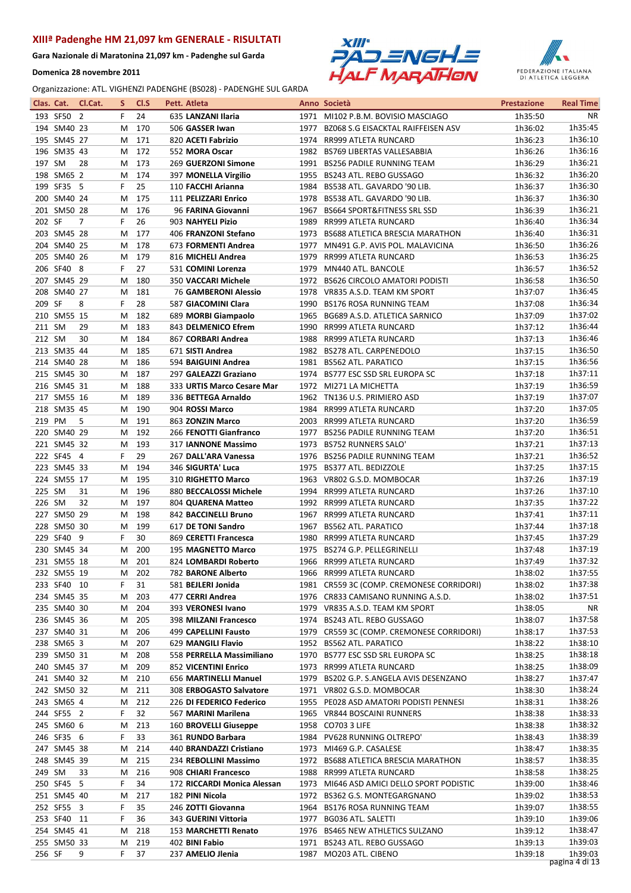# XIIIª Padenghe HM 21,097 km GENERALE - RISULTATI

**Gara Nazionale di Maratonina 21,097 km - Padenghe sul Garda**

**Domenica 28 novembre 2011**

Organizzazione: ATL. VIGHENZI PADENGHE (BS028) - PADENGHE SUL GARDA

| Clas. | Cat. | Cl.Cat. | S | Cl.S | Pett. | Atleta | Anno | Società | Prestazione | Real Time |
|---|---|---|---|---|---|---|---|---|---|---|
| 193 | SF50 | 2 | F | 24 | 635 | **LANZANI Ilaria** | 1971 | MI102 P.B.M. BOVISIO MASCIAGO | 1h35:50 | NR |
| 194 | SM40 | 23 | M | 170 | 506 | **GASSER Iwan** | 1977 | BZ068 S.G EISACKTAL RAIFFEISEN ASV | 1h36:02 | 1h35:45 |
| 195 | SM45 | 27 | M | 171 | 820 | **ACETI Fabrizio** | 1974 | RR999 ATLETA RUNCARD | 1h36:23 | 1h36:10 |
| 196 | SM35 | 43 | M | 172 | 552 | **MORA Oscar** | 1982 | BS769 LIBERTAS VALLESABBIA | 1h36:26 | 1h36:16 |
| 197 | SM | 28 | M | 173 | 269 | **GUERZONI Simone** | 1991 | BS256 PADILE RUNNING TEAM | 1h36:29 | 1h36:21 |
| 198 | SM65 | 2 | M | 174 | 397 | **MONELLA Virgilio** | 1955 | BS243 ATL. REBO GUSSAGO | 1h36:32 | 1h36:20 |
| 199 | SF35 | 5 | F | 25 | 110 | **FACCHI Arianna** | 1984 | BS538 ATL. GAVARDO '90 LIB. | 1h36:37 | 1h36:30 |
| 200 | SM40 | 24 | M | 175 | 111 | **PELIZZARI Enrico** | 1978 | BS538 ATL. GAVARDO '90 LIB. | 1h36:37 | 1h36:30 |
| 201 | SM50 | 28 | M | 176 | 96 | **FARINA Giovanni** | 1967 | BS664 SPORT&FITNESS SRL SSD | 1h36:39 | 1h36:21 |
| 202 | SF | 7 | F | 26 | 903 | **NAHYELI Pizio** | 1989 | RR999 ATLETA RUNCARD | 1h36:40 | 1h36:34 |
| 203 | SM45 | 28 | M | 177 | 406 | **FRANZONI Stefano** | 1973 | BS688 ATLETICA BRESCIA MARATHON | 1h36:40 | 1h36:31 |
| 204 | SM40 | 25 | M | 178 | 673 | **FORMENTI Andrea** | 1977 | MN491 G.P. AVIS POL. MALAVICINA | 1h36:50 | 1h36:26 |
| 205 | SM40 | 26 | M | 179 | 816 | **MICHELI Andrea** | 1979 | RR999 ATLETA RUNCARD | 1h36:53 | 1h36:25 |
| 206 | SF40 | 8 | F | 27 | 531 | **COMINI Lorenza** | 1979 | MN440 ATL. BANCOLE | 1h36:57 | 1h36:52 |
| 207 | SM45 | 29 | M | 180 | 350 | **VACCARI Michele** | 1972 | BS626 CIRCOLO AMATORI PODISTI | 1h36:58 | 1h36:50 |
| 208 | SM40 | 27 | M | 181 | 76 | **GAMBERONI Alessio** | 1978 | VR835 A.S.D. TEAM KM SPORT | 1h37:07 | 1h36:45 |
| 209 | SF | 8 | F | 28 | 587 | **GIACOMINI Clara** | 1990 | BS176 ROSA RUNNING TEAM | 1h37:08 | 1h36:34 |
| 210 | SM55 | 15 | M | 182 | 689 | **MORBI Giampaolo** | 1965 | BG689 A.S.D. ATLETICA SARNICO | 1h37:09 | 1h37:02 |
| 211 | SM | 29 | M | 183 | 843 | **DELMENICO Efrem** | 1990 | RR999 ATLETA RUNCARD | 1h37:12 | 1h36:44 |
| 212 | SM | 30 | M | 184 | 867 | **CORBARI Andrea** | 1988 | RR999 ATLETA RUNCARD | 1h37:13 | 1h36:46 |
| 213 | SM35 | 44 | M | 185 | 671 | **SISTI Andrea** | 1982 | BS278 ATL. CARPENEDOLO | 1h37:15 | 1h36:50 |
| 214 | SM40 | 28 | M | 186 | 594 | **BAIGUINI Andrea** | 1981 | BS562 ATL. PARATICO | 1h37:15 | 1h36:56 |
| 215 | SM45 | 30 | M | 187 | 297 | **GALEAZZI Graziano** | 1974 | BS777 ESC SSD SRL EUROPA SC | 1h37:18 | 1h37:11 |
| 216 | SM45 | 31 | M | 188 | 333 | **URTIS Marco Cesare Mar** | 1972 | MI271 LA MICHETTA | 1h37:19 | 1h36:59 |
| 217 | SM55 | 16 | M | 189 | 336 | **BETTEGA Arnaldo** | 1962 | TN136 U.S. PRIMIERO ASD | 1h37:19 | 1h37:07 |
| 218 | SM35 | 45 | M | 190 | 904 | **ROSSI Marco** | 1984 | RR999 ATLETA RUNCARD | 1h37:20 | 1h37:05 |
| 219 | PM | 5 | M | 191 | 863 | **ZONZIN Marco** | 2003 | RR999 ATLETA RUNCARD | 1h37:20 | 1h36:59 |
| 220 | SM40 | 29 | M | 192 | 266 | **FENOTTI Gianfranco** | 1977 | BS256 PADILE RUNNING TEAM | 1h37:20 | 1h36:51 |
| 221 | SM45 | 32 | M | 193 | 317 | **IANNONE Massimo** | 1973 | BS752 RUNNERS SALO' | 1h37:21 | 1h37:13 |
| 222 | SF45 | 4 | F | 29 | 267 | **DALL'ARA Vanessa** | 1976 | BS256 PADILE RUNNING TEAM | 1h37:21 | 1h36:52 |
| 223 | SM45 | 33 | M | 194 | 346 | **SIGURTA' Luca** | 1975 | BS377 ATL. BEDIZZOLE | 1h37:25 | 1h37:15 |
| 224 | SM55 | 17 | M | 195 | 310 | **RIGHETTO Marco** | 1963 | VR802 G.S.D. MOMBOCAR | 1h37:26 | 1h37:19 |
| 225 | SM | 31 | M | 196 | 880 | **BECCALOSSI Michele** | 1994 | RR999 ATLETA RUNCARD | 1h37:26 | 1h37:10 |
| 226 | SM | 32 | M | 197 | 804 | **QUARENA Matteo** | 1992 | RR999 ATLETA RUNCARD | 1h37:35 | 1h37:22 |
| 227 | SM50 | 29 | M | 198 | 842 | **BACCINELLI Bruno** | 1967 | RR999 ATLETA RUNCARD | 1h37:41 | 1h37:11 |
| 228 | SM50 | 30 | M | 199 | 617 | **DE TONI Sandro** | 1967 | BS562 ATL. PARATICO | 1h37:44 | 1h37:18 |
| 229 | SF40 | 9 | F | 30 | 869 | **CERETTI Francesca** | 1980 | RR999 ATLETA RUNCARD | 1h37:45 | 1h37:29 |
| 230 | SM45 | 34 | M | 200 | 195 | **MAGNETTO Marco** | 1975 | BS274 G.P. PELLEGRINELLI | 1h37:48 | 1h37:19 |
| 231 | SM55 | 18 | M | 201 | 824 | **LOMBARDI Roberto** | 1966 | RR999 ATLETA RUNCARD | 1h37:49 | 1h37:32 |
| 232 | SM55 | 19 | M | 202 | 782 | **BARONE Alberto** | 1966 | RR999 ATLETA RUNCARD | 1h38:02 | 1h37:55 |
| 233 | SF40 | 10 | F | 31 | 581 | **BEJLERI Jonida** | 1981 | CR559 3C (COMP. CREMONESE CORRIDORI) | 1h38:02 | 1h37:38 |
| 234 | SM45 | 35 | M | 203 | 477 | **CERRI Andrea** | 1976 | CR833 CAMISANO RUNNING A.S.D. | 1h38:02 | 1h37:51 |
| 235 | SM40 | 30 | M | 204 | 393 | **VERONESI Ivano** | 1979 | VR835 A.S.D. TEAM KM SPORT | 1h38:05 | NR |
| 236 | SM45 | 36 | M | 205 | 398 | **MILZANI Francesco** | 1974 | BS243 ATL. REBO GUSSAGO | 1h38:07 | 1h37:58 |
| 237 | SM40 | 31 | M | 206 | 499 | **CAPELLINI Fausto** | 1979 | CR559 3C (COMP. CREMONESE CORRIDORI) | 1h38:17 | 1h37:53 |
| 238 | SM65 | 3 | M | 207 | 629 | **MANGILI Flavio** | 1952 | BS562 ATL. PARATICO | 1h38:22 | 1h38:10 |
| 239 | SM50 | 31 | M | 208 | 558 | **PERRELLA Massimiliano** | 1970 | BS777 ESC SSD SRL EUROPA SC | 1h38:25 | 1h38:18 |
| 240 | SM45 | 37 | M | 209 | 852 | **VICENTINI Enrico** | 1973 | RR999 ATLETA RUNCARD | 1h38:25 | 1h38:09 |
| 241 | SM40 | 32 | M | 210 | 656 | **MARTINELLI Manuel** | 1979 | BS202 G.P. S.ANGELA AVIS DESENZANO | 1h38:27 | 1h37:47 |
| 242 | SM50 | 32 | M | 211 | 308 | **ERBOGASTO Salvatore** | 1971 | VR802 G.S.D. MOMBOCAR | 1h38:30 | 1h38:24 |
| 243 | SM65 | 4 | M | 212 | 226 | **DI FEDERICO Federico** | 1955 | PE028 ASD AMATORI PODISTI PENNESI | 1h38:31 | 1h38:26 |
| 244 | SF55 | 2 | F | 32 | 567 | **MARINI Marilena** | 1965 | VR844 BOSCAINI RUNNERS | 1h38:38 | 1h38:33 |
| 245 | SM60 | 6 | M | 213 | 160 | **BROVELLI Giuseppe** | 1958 | CO703 3 LIFE | 1h38:38 | 1h38:32 |
| 246 | SF35 | 6 | F | 33 | 381 | **RUNDO Barbara** | 1984 | PV628 RUNNING OLTREPO' | 1h38:43 | 1h38:39 |
| 247 | SM45 | 38 | M | 214 | 440 | **BRANDAZZI Cristiano** | 1973 | MI469 G.P. CASALESE | 1h38:47 | 1h38:35 |
| 248 | SM45 | 39 | M | 215 | 234 | **REBOLLINI Massimo** | 1972 | BS688 ATLETICA BRESCIA MARATHON | 1h38:57 | 1h38:35 |
| 249 | SM | 33 | M | 216 | 908 | **CHIARI Francesco** | 1988 | RR999 ATLETA RUNCARD | 1h38:58 | 1h38:25 |
| 250 | SF45 | 5 | F | 34 | 172 | **RICCARDI Monica Alessan** | 1973 | MI646 ASD AMICI DELLO SPORT PODISTIC | 1h39:00 | 1h38:46 |
| 251 | SM45 | 40 | M | 217 | 182 | **PINI Nicola** | 1972 | BS362 G.S. MONTEGARGNANO | 1h39:02 | 1h38:53 |
| 252 | SF55 | 3 | F | 35 | 246 | **ZOTTI Giovanna** | 1964 | BS176 ROSA RUNNING TEAM | 1h39:07 | 1h38:55 |
| 253 | SF40 | 11 | F | 36 | 343 | **GUERINI Vittoria** | 1977 | BG036 ATL. SALETTI | 1h39:10 | 1h39:06 |
| 254 | SM45 | 41 | M | 218 | 153 | **MARCHETTI Renato** | 1976 | BS465 NEW ATHLETICS SULZANO | 1h39:12 | 1h38:47 |
| 255 | SM50 | 33 | M | 219 | 402 | **BINI Fabio** | 1971 | BS243 ATL. REBO GUSSAGO | 1h39:13 | 1h39:03 |
| 256 | SF | 9 | F | 37 | 237 | **AMELIO Jlenia** | 1987 | MO203 ATL. CIBENO | 1h39:18 | 1h39:03 |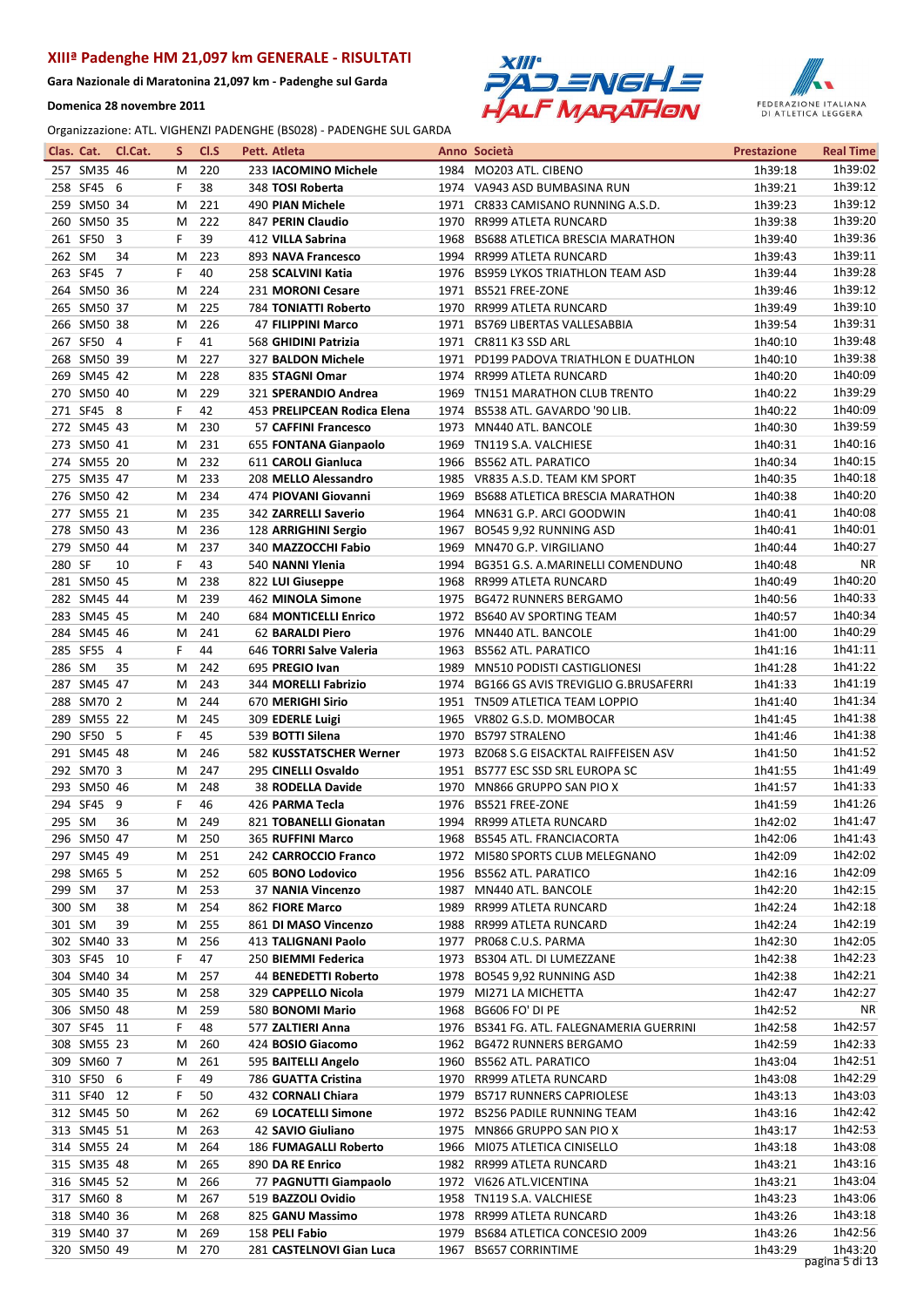# XIIIª Padenghe HM 21,097 km GENERALE - RISULTATI

**Gara Nazionale di Maratonina 21,097 km - Padenghe sul Garda**

**Domenica 28 novembre 2011**

Organizzazione: ATL. VIGHENZI PADENGHE (BS028) - PADENGHE SUL GARDA

| Clas. | Cat. | Cl.Cat. | S | Cl.S | Pett. | Atleta | Anno | Società | Prestazione | Real Time |
|---|---|---|---|---|---|---|---|---|---|---|
| 257 | SM35 | 46 | M | 220 | 233 | **IACOMINO Michele** | 1984 | MO203 ATL. CIBENO | 1h39:18 | 1h39:02 |
| 258 | SF45 | 6 | F | 38 | 348 | **TOSI Roberta** | 1974 | VA943 ASD BUMBASINA RUN | 1h39:21 | 1h39:12 |
| 259 | SM50 | 34 | M | 221 | 490 | **PIAN Michele** | 1971 | CR833 CAMISANO RUNNING A.S.D. | 1h39:23 | 1h39:12 |
| 260 | SM50 | 35 | M | 222 | 847 | **PERIN Claudio** | 1970 | RR999 ATLETA RUNCARD | 1h39:38 | 1h39:20 |
| 261 | SF50 | 3 | F | 39 | 412 | **VILLA Sabrina** | 1968 | BS688 ATLETICA BRESCIA MARATHON | 1h39:40 | 1h39:36 |
| 262 | SM | 34 | M | 223 | 893 | **NAVA Francesco** | 1994 | RR999 ATLETA RUNCARD | 1h39:43 | 1h39:11 |
| 263 | SF45 | 7 | F | 40 | 258 | **SCALVINI Katia** | 1976 | BS959 LYKOS TRIATHLON TEAM ASD | 1h39:44 | 1h39:28 |
| 264 | SM50 | 36 | M | 224 | 231 | **MORONI Cesare** | 1971 | BS521 FREE-ZONE | 1h39:46 | 1h39:12 |
| 265 | SM50 | 37 | M | 225 | 784 | **TONIATTI Roberto** | 1970 | RR999 ATLETA RUNCARD | 1h39:49 | 1h39:10 |
| 266 | SM50 | 38 | M | 226 | 47 | **FILIPPINI Marco** | 1971 | BS769 LIBERTAS VALLESABBIA | 1h39:54 | 1h39:31 |
| 267 | SF50 | 4 | F | 41 | 568 | **GHIDINI Patrizia** | 1971 | CR811 K3 SSD ARL | 1h40:10 | 1h39:48 |
| 268 | SM50 | 39 | M | 227 | 327 | **BALDON Michele** | 1971 | PD199 PADOVA TRIATHLON E DUATHLON | 1h40:10 | 1h39:38 |
| 269 | SM45 | 42 | M | 228 | 835 | **STAGNI Omar** | 1974 | RR999 ATLETA RUNCARD | 1h40:20 | 1h40:09 |
| 270 | SM50 | 40 | M | 229 | 321 | **SPERANDIO Andrea** | 1969 | TN151 MARATHON CLUB TRENTO | 1h40:22 | 1h39:29 |
| 271 | SF45 | 8 | F | 42 | 453 | **PRELIPCEAN Rodica Elena** | 1974 | BS538 ATL. GAVARDO '90 LIB. | 1h40:22 | 1h40:09 |
| 272 | SM45 | 43 | M | 230 | 57 | **CAFFINI Francesco** | 1973 | MN440 ATL. BANCOLE | 1h40:30 | 1h39:59 |
| 273 | SM50 | 41 | M | 231 | 655 | **FONTANA Gianpaolo** | 1969 | TN119 S.A. VALCHIESE | 1h40:31 | 1h40:16 |
| 274 | SM55 | 20 | M | 232 | 611 | **CAROLI Gianluca** | 1966 | BS562 ATL. PARATICO | 1h40:34 | 1h40:15 |
| 275 | SM35 | 47 | M | 233 | 208 | **MELLO Alessandro** | 1985 | VR835 A.S.D. TEAM KM SPORT | 1h40:35 | 1h40:18 |
| 276 | SM50 | 42 | M | 234 | 474 | **PIOVANI Giovanni** | 1969 | BS688 ATLETICA BRESCIA MARATHON | 1h40:38 | 1h40:20 |
| 277 | SM55 | 21 | M | 235 | 342 | **ZARRELLI Saverio** | 1964 | MN631 G.P. ARCI GOODWIN | 1h40:41 | 1h40:08 |
| 278 | SM50 | 43 | M | 236 | 128 | **ARRIGHINI Sergio** | 1967 | BO545 9,92 RUNNING ASD | 1h40:41 | 1h40:01 |
| 279 | SM50 | 44 | M | 237 | 340 | **MAZZOCCHI Fabio** | 1969 | MN470 G.P. VIRGILIANO | 1h40:44 | 1h40:27 |
| 280 | SF | 10 | F | 43 | 540 | **NANNI Ylenia** | 1994 | BG351 G.S. A.MARINELLI COMENDUNO | 1h40:48 | NR |
| 281 | SM50 | 45 | M | 238 | 822 | **LUI Giuseppe** | 1968 | RR999 ATLETA RUNCARD | 1h40:49 | 1h40:20 |
| 282 | SM45 | 44 | M | 239 | 462 | **MINOLA Simone** | 1975 | BG472 RUNNERS BERGAMO | 1h40:56 | 1h40:33 |
| 283 | SM45 | 45 | M | 240 | 684 | **MONTICELLI Enrico** | 1972 | BS640 AV SPORTING TEAM | 1h40:57 | 1h40:34 |
| 284 | SM45 | 46 | M | 241 | 62 | **BARALDI Piero** | 1976 | MN440 ATL. BANCOLE | 1h41:00 | 1h40:29 |
| 285 | SF55 | 4 | F | 44 | 646 | **TORRI Salve Valeria** | 1963 | BS562 ATL. PARATICO | 1h41:16 | 1h41:11 |
| 286 | SM | 35 | M | 242 | 695 | **PREGIO Ivan** | 1989 | MN510 PODISTI CASTIGLIONESI | 1h41:28 | 1h41:22 |
| 287 | SM45 | 47 | M | 243 | 344 | **MORELLI Fabrizio** | 1974 | BG166 GS AVIS TREVIGLIO G.BRUSAFERRI | 1h41:33 | 1h41:19 |
| 288 | SM70 | 2 | M | 244 | 670 | **MERIGHI Sirio** | 1951 | TN509 ATLETICA TEAM LOPPIO | 1h41:40 | 1h41:34 |
| 289 | SM55 | 22 | M | 245 | 309 | **EDERLE Luigi** | 1965 | VR802 G.S.D. MOMBOCAR | 1h41:45 | 1h41:38 |
| 290 | SF50 | 5 | F | 45 | 539 | **BOTTI Silena** | 1970 | BS797 STRALENO | 1h41:46 | 1h41:38 |
| 291 | SM45 | 48 | M | 246 | 582 | **KUSSTATSCHER Werner** | 1973 | BZ068 S.G EISACKTAL RAIFFEISEN ASV | 1h41:50 | 1h41:52 |
| 292 | SM70 | 3 | M | 247 | 295 | **CINELLI Osvaldo** | 1951 | BS777 ESC SSD SRL EUROPA SC | 1h41:55 | 1h41:49 |
| 293 | SM50 | 46 | M | 248 | 38 | **RODELLA Davide** | 1970 | MN866 GRUPPO SAN PIO X | 1h41:57 | 1h41:33 |
| 294 | SF45 | 9 | F | 46 | 426 | **PARMA Tecla** | 1976 | BS521 FREE-ZONE | 1h41:59 | 1h41:26 |
| 295 | SM | 36 | M | 249 | 821 | **TOBANELLI Gionatan** | 1994 | RR999 ATLETA RUNCARD | 1h42:02 | 1h41:47 |
| 296 | SM50 | 47 | M | 250 | 365 | **RUFFINI Marco** | 1968 | BS545 ATL. FRANCIACORTA | 1h42:06 | 1h41:43 |
| 297 | SM45 | 49 | M | 251 | 242 | **CARROCCIO Franco** | 1972 | MI580 SPORTS CLUB MELEGNANO | 1h42:09 | 1h42:02 |
| 298 | SM65 | 5 | M | 252 | 605 | **BONO Lodovico** | 1956 | BS562 ATL. PARATICO | 1h42:16 | 1h42:09 |
| 299 | SM | 37 | M | 253 | 37 | **NANIA Vincenzo** | 1987 | MN440 ATL. BANCOLE | 1h42:20 | 1h42:15 |
| 300 | SM | 38 | M | 254 | 862 | **FIORE Marco** | 1989 | RR999 ATLETA RUNCARD | 1h42:24 | 1h42:18 |
| 301 | SM | 39 | M | 255 | 861 | **DI MASO Vincenzo** | 1988 | RR999 ATLETA RUNCARD | 1h42:24 | 1h42:19 |
| 302 | SM40 | 33 | M | 256 | 413 | **TALIGNANI Paolo** | 1977 | PR068 C.U.S. PARMA | 1h42:30 | 1h42:05 |
| 303 | SF45 | 10 | F | 47 | 250 | **BIEMMI Federica** | 1973 | BS304 ATL. DI LUMEZZANE | 1h42:38 | 1h42:23 |
| 304 | SM40 | 34 | M | 257 | 44 | **BENEDETTI Roberto** | 1978 | BO545 9,92 RUNNING ASD | 1h42:38 | 1h42:21 |
| 305 | SM40 | 35 | M | 258 | 329 | **CAPPELLO Nicola** | 1979 | MI271 LA MICHETTA | 1h42:47 | 1h42:27 |
| 306 | SM50 | 48 | M | 259 | 580 | **BONOMI Mario** | 1968 | BG606 FO' DI PE | 1h42:52 | NR |
| 307 | SF45 | 11 | F | 48 | 577 | **ZALTIERI Anna** | 1976 | BS341 FG. ATL. FALEGNAMERIA GUERRINI | 1h42:58 | 1h42:57 |
| 308 | SM55 | 23 | M | 260 | 424 | **BOSIO Giacomo** | 1962 | BG472 RUNNERS BERGAMO | 1h42:59 | 1h42:33 |
| 309 | SM60 | 7 | M | 261 | 595 | **BAITELLI Angelo** | 1960 | BS562 ATL. PARATICO | 1h43:04 | 1h42:51 |
| 310 | SF50 | 6 | F | 49 | 786 | **GUATTA Cristina** | 1970 | RR999 ATLETA RUNCARD | 1h43:08 | 1h42:29 |
| 311 | SF40 | 12 | F | 50 | 432 | **CORNALI Chiara** | 1979 | BS717 RUNNERS CAPRIOLESE | 1h43:13 | 1h43:03 |
| 312 | SM45 | 50 | M | 262 | 69 | **LOCATELLI Simone** | 1972 | BS256 PADILE RUNNING TEAM | 1h43:16 | 1h42:42 |
| 313 | SM45 | 51 | M | 263 | 42 | **SAVIO Giuliano** | 1975 | MN866 GRUPPO SAN PIO X | 1h43:17 | 1h42:53 |
| 314 | SM55 | 24 | M | 264 | 186 | **FUMAGALLI Roberto** | 1966 | MI075 ATLETICA CINISELLO | 1h43:18 | 1h43:08 |
| 315 | SM35 | 48 | M | 265 | 890 | **DA RE Enrico** | 1982 | RR999 ATLETA RUNCARD | 1h43:21 | 1h43:16 |
| 316 | SM45 | 52 | M | 266 | 77 | **PAGNUTTI Giampaolo** | 1972 | VI626 ATL.VICENTINA | 1h43:21 | 1h43:04 |
| 317 | SM60 | 8 | M | 267 | 519 | **BAZZOLI Ovidio** | 1958 | TN119 S.A. VALCHIESE | 1h43:23 | 1h43:06 |
| 318 | SM40 | 36 | M | 268 | 825 | **GANU Massimo** | 1978 | RR999 ATLETA RUNCARD | 1h43:26 | 1h43:18 |
| 319 | SM40 | 37 | M | 269 | 158 | **PELI Fabio** | 1979 | BS684 ATLETICA CONCESIO 2009 | 1h43:26 | 1h42:56 |
| 320 | SM50 | 49 | M | 270 | 281 | **CASTELNOVI Gian Luca** | 1967 | BS657 CORRINTIME | 1h43:29 | 1h43:20 |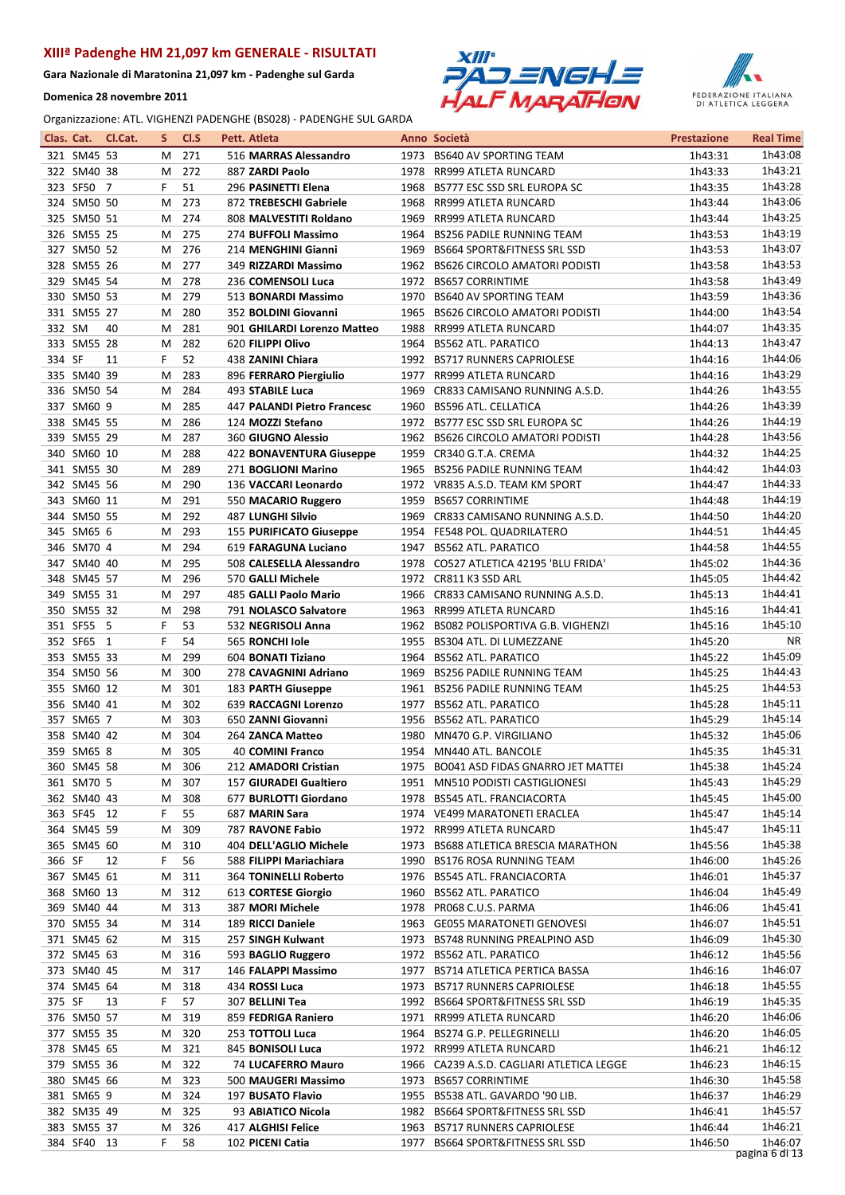# XIIIª Padenghe HM 21,097 km GENERALE - RISULTATI

**Gara Nazionale di Maratonina 21,097 km - Padenghe sul Garda**

**Domenica 28 novembre 2011**

Organizzazione: ATL. VIGHENZI PADENGHE (BS028) - PADENGHE SUL GARDA

| Clas. | Cat. | Cl.Cat. | S | Cl.S | Pett. | Atleta | Anno | Società | Prestazione | Real Time |
|---|---|---|---|---|---|---|---|---|---|---|
| 321 | SM45 | 53 | M | 271 | 516 | **MARRAS Alessandro** | 1973 | BS640 AV SPORTING TEAM | 1h43:31 | 1h43:08 |
| 322 | SM40 | 38 | M | 272 | 887 | **ZARDI Paolo** | 1978 | RR999 ATLETA RUNCARD | 1h43:33 | 1h43:21 |
| 323 | SF50 | 7 | F | 51 | 296 | **PASINETTI Elena** | 1968 | BS777 ESC SSD SRL EUROPA SC | 1h43:35 | 1h43:28 |
| 324 | SM50 | 50 | M | 273 | 872 | **TREBESCHI Gabriele** | 1968 | RR999 ATLETA RUNCARD | 1h43:44 | 1h43:06 |
| 325 | SM50 | 51 | M | 274 | 808 | **MALVESTITI Roldano** | 1969 | RR999 ATLETA RUNCARD | 1h43:44 | 1h43:25 |
| 326 | SM55 | 25 | M | 275 | 274 | **BUFFOLI Massimo** | 1964 | BS256 PADILE RUNNING TEAM | 1h43:53 | 1h43:19 |
| 327 | SM50 | 52 | M | 276 | 214 | **MENGHINI Gianni** | 1969 | BS664 SPORT&FITNESS SRL SSD | 1h43:53 | 1h43:07 |
| 328 | SM55 | 26 | M | 277 | 349 | **RIZZARDI Massimo** | 1962 | BS626 CIRCOLO AMATORI PODISTI | 1h43:58 | 1h43:53 |
| 329 | SM45 | 54 | M | 278 | 236 | **COMENSOLI Luca** | 1972 | BS657 CORRINTIME | 1h43:58 | 1h43:49 |
| 330 | SM50 | 53 | M | 279 | 513 | **BONARDI Massimo** | 1970 | BS640 AV SPORTING TEAM | 1h43:59 | 1h43:36 |
| 331 | SM55 | 27 | M | 280 | 352 | **BOLDINI Giovanni** | 1965 | BS626 CIRCOLO AMATORI PODISTI | 1h44:00 | 1h43:54 |
| 332 | SM | 40 | M | 281 | 901 | **GHILARDI Lorenzo Matteo** | 1988 | RR999 ATLETA RUNCARD | 1h44:07 | 1h43:35 |
| 333 | SM55 | 28 | M | 282 | 620 | **FILIPPI Olivo** | 1964 | BS562 ATL. PARATICO | 1h44:13 | 1h43:47 |
| 334 | SF | 11 | F | 52 | 438 | **ZANINI Chiara** | 1992 | BS717 RUNNERS CAPRIOLESE | 1h44:16 | 1h44:06 |
| 335 | SM40 | 39 | M | 283 | 896 | **FERRARO Piergiulio** | 1977 | RR999 ATLETA RUNCARD | 1h44:16 | 1h43:29 |
| 336 | SM50 | 54 | M | 284 | 493 | **STABILE Luca** | 1969 | CR833 CAMISANO RUNNING A.S.D. | 1h44:26 | 1h43:55 |
| 337 | SM60 | 9 | M | 285 | 447 | **PALANDI Pietro Francesc** | 1960 | BS596 ATL. CELLATICA | 1h44:26 | 1h43:39 |
| 338 | SM45 | 55 | M | 286 | 124 | **MOZZI Stefano** | 1972 | BS777 ESC SSD SRL EUROPA SC | 1h44:26 | 1h44:19 |
| 339 | SM55 | 29 | M | 287 | 360 | **GIUGNO Alessio** | 1962 | BS626 CIRCOLO AMATORI PODISTI | 1h44:28 | 1h43:56 |
| 340 | SM60 | 10 | M | 288 | 422 | **BONAVENTURA Giuseppe** | 1959 | CR340 G.T.A. CREMA | 1h44:32 | 1h44:25 |
| 341 | SM55 | 30 | M | 289 | 271 | **BOGLIONI Marino** | 1965 | BS256 PADILE RUNNING TEAM | 1h44:42 | 1h44:03 |
| 342 | SM45 | 56 | M | 290 | 136 | **VACCARI Leonardo** | 1972 | VR835 A.S.D. TEAM KM SPORT | 1h44:47 | 1h44:33 |
| 343 | SM60 | 11 | M | 291 | 550 | **MACARIO Ruggero** | 1959 | BS657 CORRINTIME | 1h44:48 | 1h44:19 |
| 344 | SM50 | 55 | M | 292 | 487 | **LUNGHI Silvio** | 1969 | CR833 CAMISANO RUNNING A.S.D. | 1h44:50 | 1h44:20 |
| 345 | SM65 | 6 | M | 293 | 155 | **PURIFICATO Giuseppe** | 1954 | FE548 POL. QUADRILATERO | 1h44:51 | 1h44:45 |
| 346 | SM70 | 4 | M | 294 | 619 | **FARAGUNA Luciano** | 1947 | BS562 ATL. PARATICO | 1h44:58 | 1h44:55 |
| 347 | SM40 | 40 | M | 295 | 508 | **CALESELLA Alessandro** | 1978 | CO527 ATLETICA 42195 'BLU FRIDA' | 1h45:02 | 1h44:36 |
| 348 | SM45 | 57 | M | 296 | 570 | **GALLI Michele** | 1972 | CR811 K3 SSD ARL | 1h45:05 | 1h44:42 |
| 349 | SM55 | 31 | M | 297 | 485 | **GALLI Paolo Mario** | 1966 | CR833 CAMISANO RUNNING A.S.D. | 1h45:13 | 1h44:41 |
| 350 | SM55 | 32 | M | 298 | 791 | **NOLASCO Salvatore** | 1963 | RR999 ATLETA RUNCARD | 1h45:16 | 1h44:41 |
| 351 | SF55 | 5 | F | 53 | 532 | **NEGRISOLI Anna** | 1962 | BS082 POLISPORTIVA G.B. VIGHENZI | 1h45:16 | 1h45:10 |
| 352 | SF65 | 1 | F | 54 | 565 | **RONCHI Iole** | 1955 | BS304 ATL. DI LUMEZZANE | 1h45:20 | NR |
| 353 | SM55 | 33 | M | 299 | 604 | **BONATI Tiziano** | 1964 | BS562 ATL. PARATICO | 1h45:22 | 1h45:09 |
| 354 | SM50 | 56 | M | 300 | 278 | **CAVAGNINI Adriano** | 1969 | BS256 PADILE RUNNING TEAM | 1h45:25 | 1h44:43 |
| 355 | SM60 | 12 | M | 301 | 183 | **PARTH Giuseppe** | 1961 | BS256 PADILE RUNNING TEAM | 1h45:25 | 1h44:53 |
| 356 | SM40 | 41 | M | 302 | 639 | **RACCAGNI Lorenzo** | 1977 | BS562 ATL. PARATICO | 1h45:28 | 1h45:11 |
| 357 | SM65 | 7 | M | 303 | 650 | **ZANNI Giovanni** | 1956 | BS562 ATL. PARATICO | 1h45:29 | 1h45:14 |
| 358 | SM40 | 42 | M | 304 | 264 | **ZANCA Matteo** | 1980 | MN470 G.P. VIRGILIANO | 1h45:32 | 1h45:06 |
| 359 | SM65 | 8 | M | 305 | 40 | **COMINI Franco** | 1954 | MN440 ATL. BANCOLE | 1h45:35 | 1h45:31 |
| 360 | SM45 | 58 | M | 306 | 212 | **AMADORI Cristian** | 1975 | BO041 ASD FIDAS GNARRO JET MATTEI | 1h45:38 | 1h45:24 |
| 361 | SM70 | 5 | M | 307 | 157 | **GIURADEI Gualtiero** | 1951 | MN510 PODISTI CASTIGLIONESI | 1h45:43 | 1h45:29 |
| 362 | SM40 | 43 | M | 308 | 677 | **BURLOTTI Giordano** | 1978 | BS545 ATL. FRANCIACORTA | 1h45:45 | 1h45:00 |
| 363 | SF45 | 12 | F | 55 | 687 | **MARIN Sara** | 1974 | VE499 MARATONETI ERACLEA | 1h45:47 | 1h45:14 |
| 364 | SM45 | 59 | M | 309 | 787 | **RAVONE Fabio** | 1972 | RR999 ATLETA RUNCARD | 1h45:47 | 1h45:11 |
| 365 | SM45 | 60 | M | 310 | 404 | **DELL'AGLIO Michele** | 1973 | BS688 ATLETICA BRESCIA MARATHON | 1h45:56 | 1h45:38 |
| 366 | SF | 12 | F | 56 | 588 | **FILIPPI Mariachiara** | 1990 | BS176 ROSA RUNNING TEAM | 1h46:00 | 1h45:26 |
| 367 | SM45 | 61 | M | 311 | 364 | **TONINELLI Roberto** | 1976 | BS545 ATL. FRANCIACORTA | 1h46:01 | 1h45:37 |
| 368 | SM60 | 13 | M | 312 | 613 | **CORTESE Giorgio** | 1960 | BS562 ATL. PARATICO | 1h46:04 | 1h45:49 |
| 369 | SM40 | 44 | M | 313 | 387 | **MORI Michele** | 1978 | PR068 C.U.S. PARMA | 1h46:06 | 1h45:41 |
| 370 | SM55 | 34 | M | 314 | 189 | **RICCI Daniele** | 1963 | GE055 MARATONETI GENOVESI | 1h46:07 | 1h45:51 |
| 371 | SM45 | 62 | M | 315 | 257 | **SINGH Kulwant** | 1973 | BS748 RUNNING PREALPINO ASD | 1h46:09 | 1h45:30 |
| 372 | SM45 | 63 | M | 316 | 593 | **BAGLIO Ruggero** | 1972 | BS562 ATL. PARATICO | 1h46:12 | 1h45:56 |
| 373 | SM40 | 45 | M | 317 | 146 | **FALAPPI Massimo** | 1977 | BS714 ATLETICA PERTICA BASSA | 1h46:16 | 1h46:07 |
| 374 | SM45 | 64 | M | 318 | 434 | **ROSSI Luca** | 1973 | BS717 RUNNERS CAPRIOLESE | 1h46:18 | 1h45:55 |
| 375 | SF | 13 | F | 57 | 307 | **BELLINI Tea** | 1992 | BS664 SPORT&FITNESS SRL SSD | 1h46:19 | 1h45:35 |
| 376 | SM50 | 57 | M | 319 | 859 | **FEDRIGA Raniero** | 1971 | RR999 ATLETA RUNCARD | 1h46:20 | 1h46:06 |
| 377 | SM55 | 35 | M | 320 | 253 | **TOTTOLI Luca** | 1964 | BS274 G.P. PELLEGRINELLI | 1h46:20 | 1h46:05 |
| 378 | SM45 | 65 | M | 321 | 845 | **BONISOLI Luca** | 1972 | RR999 ATLETA RUNCARD | 1h46:21 | 1h46:12 |
| 379 | SM55 | 36 | M | 322 | 74 | **LUCAFERRO Mauro** | 1966 | CA239 A.S.D. CAGLIARI ATLETICA LEGGE | 1h46:23 | 1h46:15 |
| 380 | SM45 | 66 | M | 323 | 500 | **MAUGERI Massimo** | 1973 | BS657 CORRINTIME | 1h46:30 | 1h45:58 |
| 381 | SM65 | 9 | M | 324 | 197 | **BUSATO Flavio** | 1955 | BS538 ATL. GAVARDO '90 LIB. | 1h46:37 | 1h46:29 |
| 382 | SM35 | 49 | M | 325 | 93 | **ABIATICO Nicola** | 1982 | BS664 SPORT&FITNESS SRL SSD | 1h46:41 | 1h45:57 |
| 383 | SM55 | 37 | M | 326 | 417 | **ALGHISI Felice** | 1963 | BS717 RUNNERS CAPRIOLESE | 1h46:44 | 1h46:21 |
| 384 | SF40 | 13 | F | 58 | 102 | **PICENI Catia** | 1977 | BS664 SPORT&FITNESS SRL SSD | 1h46:50 | 1h46:07 |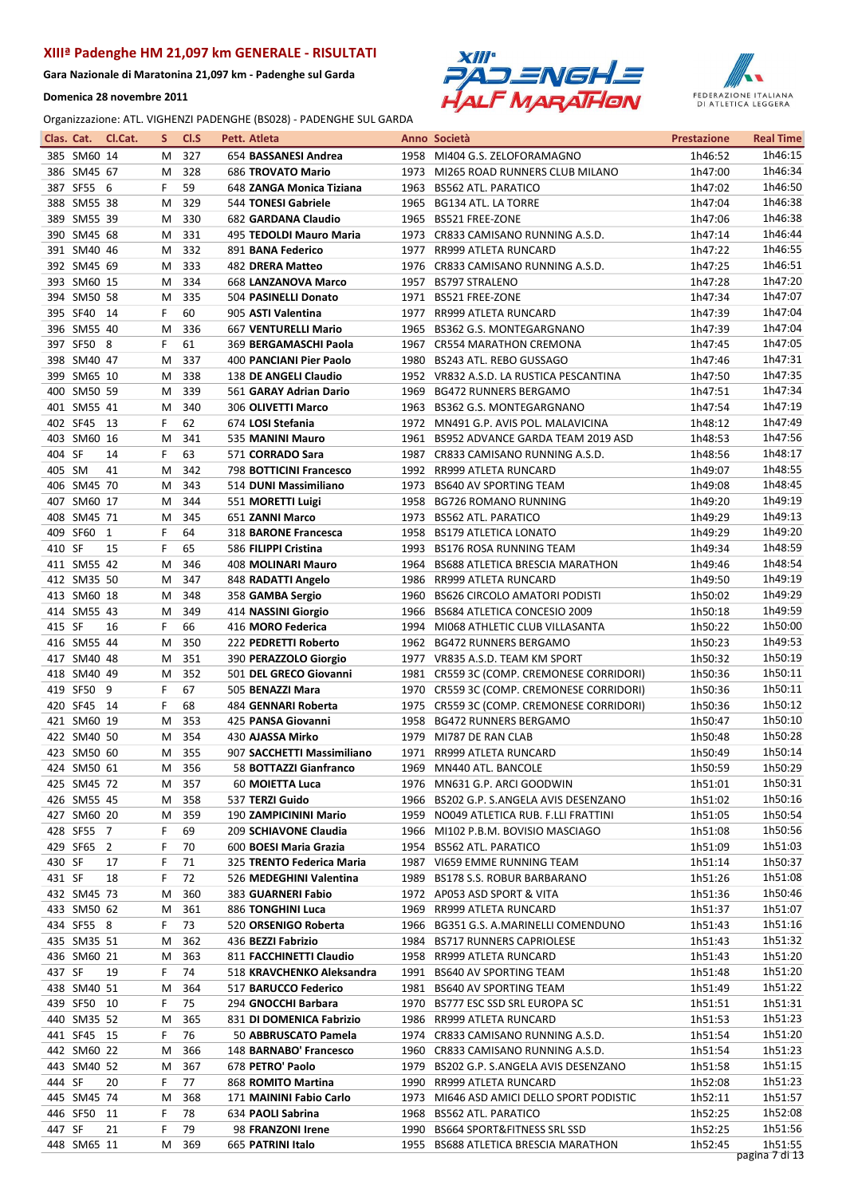## XIIIª Padenghe HM 21,097 km GENERALE - RISULTATI

**Gara Nazionale di Maratonina 21,097 km - Padenghe sul Garda**

**Domenica 28 novembre 2011**

Organizzazione: ATL. VIGHENZI PADENGHE (BS028) - PADENGHE SUL GARDA

| Clas. | Cat. | Cl.Cat. | S | Cl.S | Pett. | Atleta | Anno | Società | Prestazione | Real Time |
|---|---|---|---|---|---|---|---|---|---|---|
| 385 | SM60 | 14 | M | 327 | 654 | **BASSANESI Andrea** | 1958 | MI404 G.S. ZELOFORAMAGNO | 1h46:52 | 1h46:15 |
| 386 | SM45 | 67 | M | 328 | 686 | **TROVATO Mario** | 1973 | MI265 ROAD RUNNERS CLUB MILANO | 1h47:00 | 1h46:34 |
| 387 | SF55 | 6 | F | 59 | 648 | **ZANGA Monica Tiziana** | 1963 | BS562 ATL. PARATICO | 1h47:02 | 1h46:50 |
| 388 | SM55 | 38 | M | 329 | 544 | **TONESI Gabriele** | 1965 | BG134 ATL. LA TORRE | 1h47:04 | 1h46:38 |
| 389 | SM55 | 39 | M | 330 | 682 | **GARDANA Claudio** | 1965 | BS521 FREE-ZONE | 1h47:06 | 1h46:38 |
| 390 | SM45 | 68 | M | 331 | 495 | **TEDOLDI Mauro Maria** | 1973 | CR833 CAMISANO RUNNING A.S.D. | 1h47:14 | 1h46:44 |
| 391 | SM40 | 46 | M | 332 | 891 | **BANA Federico** | 1977 | RR999 ATLETA RUNCARD | 1h47:22 | 1h46:55 |
| 392 | SM45 | 69 | M | 333 | 482 | **DRERA Matteo** | 1976 | CR833 CAMISANO RUNNING A.S.D. | 1h47:25 | 1h46:51 |
| 393 | SM60 | 15 | M | 334 | 668 | **LANZANOVA Marco** | 1957 | BS797 STRALENO | 1h47:28 | 1h47:20 |
| 394 | SM50 | 58 | M | 335 | 504 | **PASINELLI Donato** | 1971 | BS521 FREE-ZONE | 1h47:34 | 1h47:07 |
| 395 | SF40 | 14 | F | 60 | 905 | **ASTI Valentina** | 1977 | RR999 ATLETA RUNCARD | 1h47:39 | 1h47:04 |
| 396 | SM55 | 40 | M | 336 | 667 | **VENTURELLI Mario** | 1965 | BS362 G.S. MONTEGARGNANO | 1h47:39 | 1h47:04 |
| 397 | SF50 | 8 | F | 61 | 369 | **BERGAMASCHI Paola** | 1967 | CR554 MARATHON CREMONA | 1h47:45 | 1h47:05 |
| 398 | SM40 | 47 | M | 337 | 400 | **PANCIANI Pier Paolo** | 1980 | BS243 ATL. REBO GUSSAGO | 1h47:46 | 1h47:31 |
| 399 | SM65 | 10 | M | 338 | 138 | **DE ANGELI Claudio** | 1952 | VR832 A.S.D. LA RUSTICA PESCANTINA | 1h47:50 | 1h47:35 |
| 400 | SM50 | 59 | M | 339 | 561 | **GARAY Adrian Dario** | 1969 | BG472 RUNNERS BERGAMO | 1h47:51 | 1h47:34 |
| 401 | SM55 | 41 | M | 340 | 306 | **OLIVETTI Marco** | 1963 | BS362 G.S. MONTEGARGNANO | 1h47:54 | 1h47:19 |
| 402 | SF45 | 13 | F | 62 | 674 | **LOSI Stefania** | 1972 | MN491 G.P. AVIS POL. MALAVICINA | 1h48:12 | 1h47:49 |
| 403 | SM60 | 16 | M | 341 | 535 | **MANINI Mauro** | 1961 | BS952 ADVANCE GARDA TEAM 2019 ASD | 1h48:53 | 1h47:56 |
| 404 | SF | 14 | F | 63 | 571 | **CORRADO Sara** | 1987 | CR833 CAMISANO RUNNING A.S.D. | 1h48:56 | 1h48:17 |
| 405 | SM | 41 | M | 342 | 798 | **BOTTICINI Francesco** | 1992 | RR999 ATLETA RUNCARD | 1h49:07 | 1h48:55 |
| 406 | SM45 | 70 | M | 343 | 514 | **DUNI Massimiliano** | 1973 | BS640 AV SPORTING TEAM | 1h49:08 | 1h48:45 |
| 407 | SM60 | 17 | M | 344 | 551 | **MORETTI Luigi** | 1958 | BG726 ROMANO RUNNING | 1h49:20 | 1h49:19 |
| 408 | SM45 | 71 | M | 345 | 651 | **ZANNI Marco** | 1973 | BS562 ATL. PARATICO | 1h49:29 | 1h49:13 |
| 409 | SF60 | 1 | F | 64 | 318 | **BARONE Francesca** | 1958 | BS179 ATLETICA LONATO | 1h49:29 | 1h49:20 |
| 410 | SF | 15 | F | 65 | 586 | **FILIPPI Cristina** | 1993 | BS176 ROSA RUNNING TEAM | 1h49:34 | 1h48:59 |
| 411 | SM55 | 42 | M | 346 | 408 | **MOLINARI Mauro** | 1964 | BS688 ATLETICA BRESCIA MARATHON | 1h49:46 | 1h48:54 |
| 412 | SM35 | 50 | M | 347 | 848 | **RADATTI Angelo** | 1986 | RR999 ATLETA RUNCARD | 1h49:50 | 1h49:19 |
| 413 | SM60 | 18 | M | 348 | 358 | **GAMBA Sergio** | 1960 | BS626 CIRCOLO AMATORI PODISTI | 1h50:02 | 1h49:29 |
| 414 | SM55 | 43 | M | 349 | 414 | **NASSINI Giorgio** | 1966 | BS684 ATLETICA CONCESIO 2009 | 1h50:18 | 1h49:59 |
| 415 | SF | 16 | F | 66 | 416 | **MORO Federica** | 1994 | MI068 ATHLETIC CLUB VILLASANTA | 1h50:22 | 1h50:00 |
| 416 | SM55 | 44 | M | 350 | 222 | **PEDRETTI Roberto** | 1962 | BG472 RUNNERS BERGAMO | 1h50:23 | 1h49:53 |
| 417 | SM40 | 48 | M | 351 | 390 | **PERAZZOLO Giorgio** | 1977 | VR835 A.S.D. TEAM KM SPORT | 1h50:32 | 1h50:19 |
| 418 | SM40 | 49 | M | 352 | 501 | **DEL GRECO Giovanni** | 1981 | CR559 3C (COMP. CREMONESE CORRIDORI) | 1h50:36 | 1h50:11 |
| 419 | SF50 | 9 | F | 67 | 505 | **BENAZZI Mara** | 1970 | CR559 3C (COMP. CREMONESE CORRIDORI) | 1h50:36 | 1h50:11 |
| 420 | SF45 | 14 | F | 68 | 484 | **GENNARI Roberta** | 1975 | CR559 3C (COMP. CREMONESE CORRIDORI) | 1h50:36 | 1h50:12 |
| 421 | SM60 | 19 | M | 353 | 425 | **PANSA Giovanni** | 1958 | BG472 RUNNERS BERGAMO | 1h50:47 | 1h50:10 |
| 422 | SM40 | 50 | M | 354 | 430 | **AJASSA Mirko** | 1979 | MI787 DE RAN CLAB | 1h50:48 | 1h50:28 |
| 423 | SM50 | 60 | M | 355 | 907 | **SACCHETTI Massimiliano** | 1971 | RR999 ATLETA RUNCARD | 1h50:49 | 1h50:14 |
| 424 | SM50 | 61 | M | 356 | 58 | **BOTTAZZI Gianfranco** | 1969 | MN440 ATL. BANCOLE | 1h50:59 | 1h50:29 |
| 425 | SM45 | 72 | M | 357 | 60 | **MOIETTA Luca** | 1976 | MN631 G.P. ARCI GOODWIN | 1h51:01 | 1h50:31 |
| 426 | SM55 | 45 | M | 358 | 537 | **TERZI Guido** | 1966 | BS202 G.P. S.ANGELA AVIS DESENZANO | 1h51:02 | 1h50:16 |
| 427 | SM60 | 20 | M | 359 | 190 | **ZAMPICININI Mario** | 1959 | NO049 ATLETICA RUB. F.LLI FRATTINI | 1h51:05 | 1h50:54 |
| 428 | SF55 | 7 | F | 69 | 209 | **SCHIAVONE Claudia** | 1966 | MI102 P.B.M. BOVISIO MASCIAGO | 1h51:08 | 1h50:56 |
| 429 | SF65 | 2 | F | 70 | 600 | **BOESI Maria Grazia** | 1954 | BS562 ATL. PARATICO | 1h51:09 | 1h51:03 |
| 430 | SF | 17 | F | 71 | 325 | **TRENTO Federica Maria** | 1987 | VI659 EMME RUNNING TEAM | 1h51:14 | 1h50:37 |
| 431 | SF | 18 | F | 72 | 526 | **MEDEGHINI Valentina** | 1989 | BS178 S.S. ROBUR BARBARANO | 1h51:26 | 1h51:08 |
| 432 | SM45 | 73 | M | 360 | 383 | **GUARNERI Fabio** | 1972 | AP053 ASD SPORT & VITA | 1h51:36 | 1h50:46 |
| 433 | SM50 | 62 | M | 361 | 886 | **TONGHINI Luca** | 1969 | RR999 ATLETA RUNCARD | 1h51:37 | 1h51:07 |
| 434 | SF55 | 8 | F | 73 | 520 | **ORSENIGO Roberta** | 1966 | BG351 G.S. A.MARINELLI COMENDUNO | 1h51:43 | 1h51:16 |
| 435 | SM35 | 51 | M | 362 | 436 | **BEZZI Fabrizio** | 1984 | BS717 RUNNERS CAPRIOLESE | 1h51:43 | 1h51:32 |
| 436 | SM60 | 21 | M | 363 | 811 | **FACCHINETTI Claudio** | 1958 | RR999 ATLETA RUNCARD | 1h51:43 | 1h51:20 |
| 437 | SF | 19 | F | 74 | 518 | **KRAVCHENKO Aleksandra** | 1991 | BS640 AV SPORTING TEAM | 1h51:48 | 1h51:20 |
| 438 | SM40 | 51 | M | 364 | 517 | **BARUCCO Federico** | 1981 | BS640 AV SPORTING TEAM | 1h51:49 | 1h51:22 |
| 439 | SF50 | 10 | F | 75 | 294 | **GNOCCHI Barbara** | 1970 | BS777 ESC SSD SRL EUROPA SC | 1h51:51 | 1h51:31 |
| 440 | SM35 | 52 | M | 365 | 831 | **DI DOMENICA Fabrizio** | 1986 | RR999 ATLETA RUNCARD | 1h51:53 | 1h51:23 |
| 441 | SF45 | 15 | F | 76 | 50 | **ABBRUSCATO Pamela** | 1974 | CR833 CAMISANO RUNNING A.S.D. | 1h51:54 | 1h51:20 |
| 442 | SM60 | 22 | M | 366 | 148 | **BARNABO' Francesco** | 1960 | CR833 CAMISANO RUNNING A.S.D. | 1h51:54 | 1h51:23 |
| 443 | SM40 | 52 | M | 367 | 678 | **PETRO' Paolo** | 1979 | BS202 G.P. S.ANGELA AVIS DESENZANO | 1h51:58 | 1h51:15 |
| 444 | SF | 20 | F | 77 | 868 | **ROMITO Martina** | 1990 | RR999 ATLETA RUNCARD | 1h52:08 | 1h51:23 |
| 445 | SM45 | 74 | M | 368 | 171 | **MAININI Fabio Carlo** | 1973 | MI646 ASD AMICI DELLO SPORT PODISTIC | 1h52:11 | 1h51:57 |
| 446 | SF50 | 11 | F | 78 | 634 | **PAOLI Sabrina** | 1968 | BS562 ATL. PARATICO | 1h52:25 | 1h52:08 |
| 447 | SF | 21 | F | 79 | 98 | **FRANZONI Irene** | 1990 | BS664 SPORT&FITNESS SRL SSD | 1h52:25 | 1h51:56 |
| 448 | SM65 | 11 | M | 369 | 665 | **PATRINI Italo** | 1955 | BS688 ATLETICA BRESCIA MARATHON | 1h52:45 | 1h51:55 |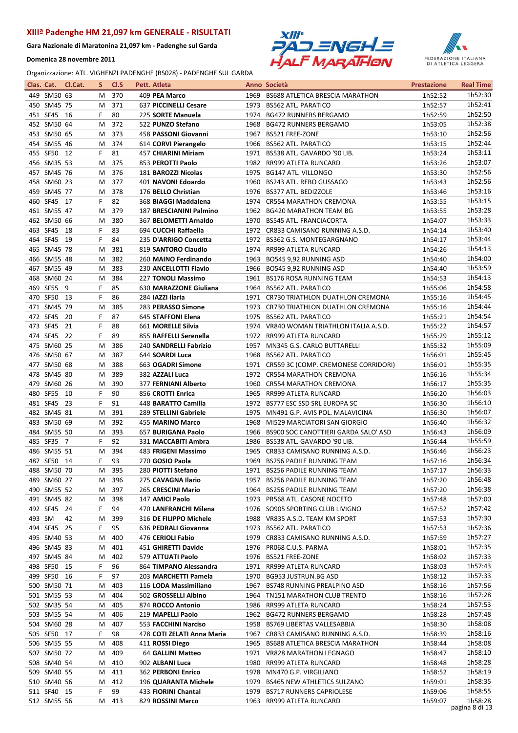## XIIIª Padenghe HM 21,097 km GENERALE - RISULTATI

**Gara Nazionale di Maratonina 21,097 km - Padenghe sul Garda**

**Domenica 28 novembre 2011**

Organizzazione: ATL. VIGHENZI PADENGHE (BS028) - PADENGHE SUL GARDA

| Clas. | Cat. | Cl.Cat. | S | Cl.S | Pett. | Atleta | Anno | Società | Prestazione | Real Time |
|---|---|---|---|---|---|---|---|---|---|---|
| 449 | SM50 | 63 | M | 370 | 409 | **PEA Marco** | 1969 | BS688 ATLETICA BRESCIA MARATHON | 1h52:52 | 1h52:30 |
| 450 | SM45 | 75 | M | 371 | 637 | **PICCINELLI Cesare** | 1973 | BS562 ATL. PARATICO | 1h52:57 | 1h52:41 |
| 451 | SF45 | 16 | F | 80 | 225 | **SORTE Manuela** | 1974 | BG472 RUNNERS BERGAMO | 1h52:59 | 1h52:50 |
| 452 | SM50 | 64 | M | 372 | 522 | **PUNZO Stefano** | 1968 | BG472 RUNNERS BERGAMO | 1h53:05 | 1h52:38 |
| 453 | SM50 | 65 | M | 373 | 458 | **PASSONI Giovanni** | 1967 | BS521 FREE-ZONE | 1h53:10 | 1h52:56 |
| 454 | SM55 | 46 | M | 374 | 614 | **CORVI Pierangelo** | 1966 | BS562 ATL. PARATICO | 1h53:15 | 1h52:44 |
| 455 | SF50 | 12 | F | 81 | 457 | **CHIARINI Miriam** | 1971 | BS538 ATL. GAVARDO '90 LIB. | 1h53:24 | 1h53:11 |
| 456 | SM35 | 53 | M | 375 | 853 | **PEROTTI Paolo** | 1982 | RR999 ATLETA RUNCARD | 1h53:26 | 1h53:07 |
| 457 | SM45 | 76 | M | 376 | 181 | **BAROZZI Nicolas** | 1975 | BG147 ATL. VILLONGO | 1h53:30 | 1h52:56 |
| 458 | SM60 | 23 | M | 377 | 401 | **NAVONI Edoardo** | 1960 | BS243 ATL. REBO GUSSAGO | 1h53:43 | 1h52:56 |
| 459 | SM45 | 77 | M | 378 | 176 | **BELLO Christian** | 1976 | BS377 ATL. BEDIZZOLE | 1h53:46 | 1h53:16 |
| 460 | SF45 | 17 | F | 82 | 368 | **BIAGGI Maddalena** | 1974 | CR554 MARATHON CREMONA | 1h53:55 | 1h53:15 |
| 461 | SM55 | 47 | M | 379 | 187 | **BRESCIANINI Palmino** | 1962 | BG420 MARATHON TEAM BG | 1h53:55 | 1h53:28 |
| 462 | SM50 | 66 | M | 380 | 367 | **BELOMETTI Arnaldo** | 1970 | BS545 ATL. FRANCIACORTA | 1h54:07 | 1h53:33 |
| 463 | SF45 | 18 | F | 83 | 694 | **CUCCHI Raffaella** | 1972 | CR833 CAMISANO RUNNING A.S.D. | 1h54:14 | 1h53:40 |
| 464 | SF45 | 19 | F | 84 | 235 | **D'ARRIGO Concetta** | 1972 | BS362 G.S. MONTEGARGNANO | 1h54:17 | 1h53:44 |
| 465 | SM45 | 78 | M | 381 | 819 | **SANTORO Claudio** | 1974 | RR999 ATLETA RUNCARD | 1h54:26 | 1h54:13 |
| 466 | SM55 | 48 | M | 382 | 260 | **MAINO Ferdinando** | 1963 | BO545 9,92 RUNNING ASD | 1h54:40 | 1h54:00 |
| 467 | SM55 | 49 | M | 383 | 230 | **ANCELLOTTI Flavio** | 1966 | BO545 9,92 RUNNING ASD | 1h54:40 | 1h53:59 |
| 468 | SM60 | 24 | M | 384 | 227 | **TONOLI Massimo** | 1961 | BS176 ROSA RUNNING TEAM | 1h54:53 | 1h54:13 |
| 469 | SF55 | 9 | F | 85 | 630 | **MARAZZONE Giuliana** | 1964 | BS562 ATL. PARATICO | 1h55:06 | 1h54:58 |
| 470 | SF50 | 13 | F | 86 | 284 | **IAZZI Ilaria** | 1971 | CR730 TRIATHLON DUATHLON CREMONA | 1h55:16 | 1h54:45 |
| 471 | SM45 | 79 | M | 385 | 283 | **PERASSO Simone** | 1973 | CR730 TRIATHLON DUATHLON CREMONA | 1h55:16 | 1h54:44 |
| 472 | SF45 | 20 | F | 87 | 645 | **STAFFONI Elena** | 1975 | BS562 ATL. PARATICO | 1h55:21 | 1h54:54 |
| 473 | SF45 | 21 | F | 88 | 661 | **MORELLE Silvia** | 1974 | VR840 WOMAN TRIATHLON ITALIA A.S.D. | 1h55:22 | 1h54:57 |
| 474 | SF45 | 22 | F | 89 | 855 | **RAFFELLI Serenella** | 1972 | RR999 ATLETA RUNCARD | 1h55:29 | 1h55:12 |
| 475 | SM60 | 25 | M | 386 | 240 | **SANDRELLI Fabrizio** | 1957 | MN345 G.S. CARLO BUTTARELLI | 1h55:32 | 1h55:09 |
| 476 | SM50 | 67 | M | 387 | 644 | **SOARDI Luca** | 1968 | BS562 ATL. PARATICO | 1h56:01 | 1h55:45 |
| 477 | SM50 | 68 | M | 388 | 663 | **OGADRI Simone** | 1971 | CR559 3C (COMP. CREMONESE CORRIDORI) | 1h56:01 | 1h55:35 |
| 478 | SM45 | 80 | M | 389 | 382 | **AZZALI Luca** | 1972 | CR554 MARATHON CREMONA | 1h56:16 | 1h55:34 |
| 479 | SM60 | 26 | M | 390 | 377 | **FERNIANI Alberto** | 1960 | CR554 MARATHON CREMONA | 1h56:17 | 1h55:35 |
| 480 | SF55 | 10 | F | 90 | 856 | **CROTTI Enrica** | 1965 | RR999 ATLETA RUNCARD | 1h56:20 | 1h56:03 |
| 481 | SF45 | 23 | F | 91 | 448 | **BARATTO Camilla** | 1972 | BS777 ESC SSD SRL EUROPA SC | 1h56:30 | 1h56:10 |
| 482 | SM45 | 81 | M | 391 | 289 | **STELLINI Gabriele** | 1975 | MN491 G.P. AVIS POL. MALAVICINA | 1h56:30 | 1h56:07 |
| 483 | SM50 | 69 | M | 392 | 455 | **MARINO Marco** | 1968 | MI529 MARCIATORI SAN GIORGIO | 1h56:40 | 1h56:32 |
| 484 | SM55 | 50 | M | 393 | 657 | **BURIGANA Paolo** | 1966 | BS900 SOC CANOTTIERI GARDA SALO' ASD | 1h56:43 | 1h56:09 |
| 485 | SF35 | 7 | F | 92 | 331 | **MACCABITI Ambra** | 1986 | BS538 ATL. GAVARDO '90 LIB. | 1h56:44 | 1h55:59 |
| 486 | SM55 | 51 | M | 394 | 483 | **FRIGENI Massimo** | 1965 | CR833 CAMISANO RUNNING A.S.D. | 1h56:46 | 1h56:23 |
| 487 | SF50 | 14 | F | 93 | 270 | **GOSIO Paola** | 1969 | BS256 PADILE RUNNING TEAM | 1h57:16 | 1h56:34 |
| 488 | SM50 | 70 | M | 395 | 280 | **PIOTTI Stefano** | 1971 | BS256 PADILE RUNNING TEAM | 1h57:17 | 1h56:33 |
| 489 | SM60 | 27 | M | 396 | 275 | **CAVAGNA Ilario** | 1957 | BS256 PADILE RUNNING TEAM | 1h57:20 | 1h56:48 |
| 490 | SM55 | 52 | M | 397 | 265 | **CRESCINI Mario** | 1964 | BS256 PADILE RUNNING TEAM | 1h57:20 | 1h56:38 |
| 491 | SM45 | 82 | M | 398 | 147 | **AMICI Paolo** | 1973 | PR568 ATL. CASONE NOCETO | 1h57:48 | 1h57:00 |
| 492 | SF45 | 24 | F | 94 | 470 | **LANFRANCHI Milena** | 1976 | SO905 SPORTING CLUB LIVIGNO | 1h57:52 | 1h57:42 |
| 493 | SM | 42 | M | 399 | 316 | **DE FILIPPO Michele** | 1988 | VR835 A.S.D. TEAM KM SPORT | 1h57:53 | 1h57:30 |
| 494 | SF45 | 25 | F | 95 | 636 | **PEDRALI Giovanna** | 1973 | BS562 ATL. PARATICO | 1h57:53 | 1h57:36 |
| 495 | SM40 | 53 | M | 400 | 476 | **CERIOLI Fabio** | 1979 | CR833 CAMISANO RUNNING A.S.D. | 1h57:59 | 1h57:27 |
| 496 | SM45 | 83 | M | 401 | 451 | **GHIRETTI Davide** | 1976 | PR068 C.U.S. PARMA | 1h58:01 | 1h57:35 |
| 497 | SM45 | 84 | M | 402 | 579 | **ATTUATI Paolo** | 1976 | BS521 FREE-ZONE | 1h58:02 | 1h57:33 |
| 498 | SF50 | 15 | F | 96 | 864 | **TIMPANO Alessandra** | 1971 | RR999 ATLETA RUNCARD | 1h58:03 | 1h57:43 |
| 499 | SF50 | 16 | F | 97 | 203 | **MARCHETTI Pamela** | 1970 | BG953 JUSTRUN.BG ASD | 1h58:12 | 1h57:33 |
| 500 | SM50 | 71 | M | 403 | 116 | **LODA Massimiliano** | 1967 | BS748 RUNNING PREALPINO ASD | 1h58:16 | 1h57:56 |
| 501 | SM55 | 53 | M | 404 | 502 | **GROSSELLI Albino** | 1964 | TN151 MARATHON CLUB TRENTO | 1h58:16 | 1h57:28 |
| 502 | SM35 | 54 | M | 405 | 874 | **ROCCO Antonio** | 1986 | RR999 ATLETA RUNCARD | 1h58:24 | 1h57:53 |
| 503 | SM55 | 54 | M | 406 | 219 | **MAPELLI Paolo** | 1962 | BG472 RUNNERS BERGAMO | 1h58:28 | 1h57:48 |
| 504 | SM60 | 28 | M | 407 | 553 | **FACCHINI Narciso** | 1958 | BS769 LIBERTAS VALLESABBIA | 1h58:30 | 1h58:08 |
| 505 | SF50 | 17 | F | 98 | 478 | **COTI ZELATI Anna Maria** | 1967 | CR833 CAMISANO RUNNING A.S.D. | 1h58:39 | 1h58:16 |
| 506 | SM55 | 55 | M | 408 | 411 | **ROSSI Diego** | 1965 | BS688 ATLETICA BRESCIA MARATHON | 1h58:44 | 1h58:08 |
| 507 | SM50 | 72 | M | 409 | 64 | **GALLINI Matteo** | 1971 | VR828 MARATHON LEGNAGO | 1h58:47 | 1h58:10 |
| 508 | SM40 | 54 | M | 410 | 902 | **ALBANI Luca** | 1980 | RR999 ATLETA RUNCARD | 1h58:48 | 1h58:28 |
| 509 | SM40 | 55 | M | 411 | 362 | **PERBONI Enrico** | 1978 | MN470 G.P. VIRGILIANO | 1h58:52 | 1h58:19 |
| 510 | SM40 | 56 | M | 412 | 196 | **QUARANTA Michele** | 1979 | BS465 NEW ATHLETICS SULZANO | 1h59:01 | 1h58:35 |
| 511 | SF40 | 15 | F | 99 | 433 | **FIORINI Chantal** | 1979 | BS717 RUNNERS CAPRIOLESE | 1h59:06 | 1h58:55 |
| 512 | SM55 | 56 | M | 413 | 829 | **ROSSINI Marco** | 1963 | RR999 ATLETA RUNCARD | 1h59:07 | 1h58:28 |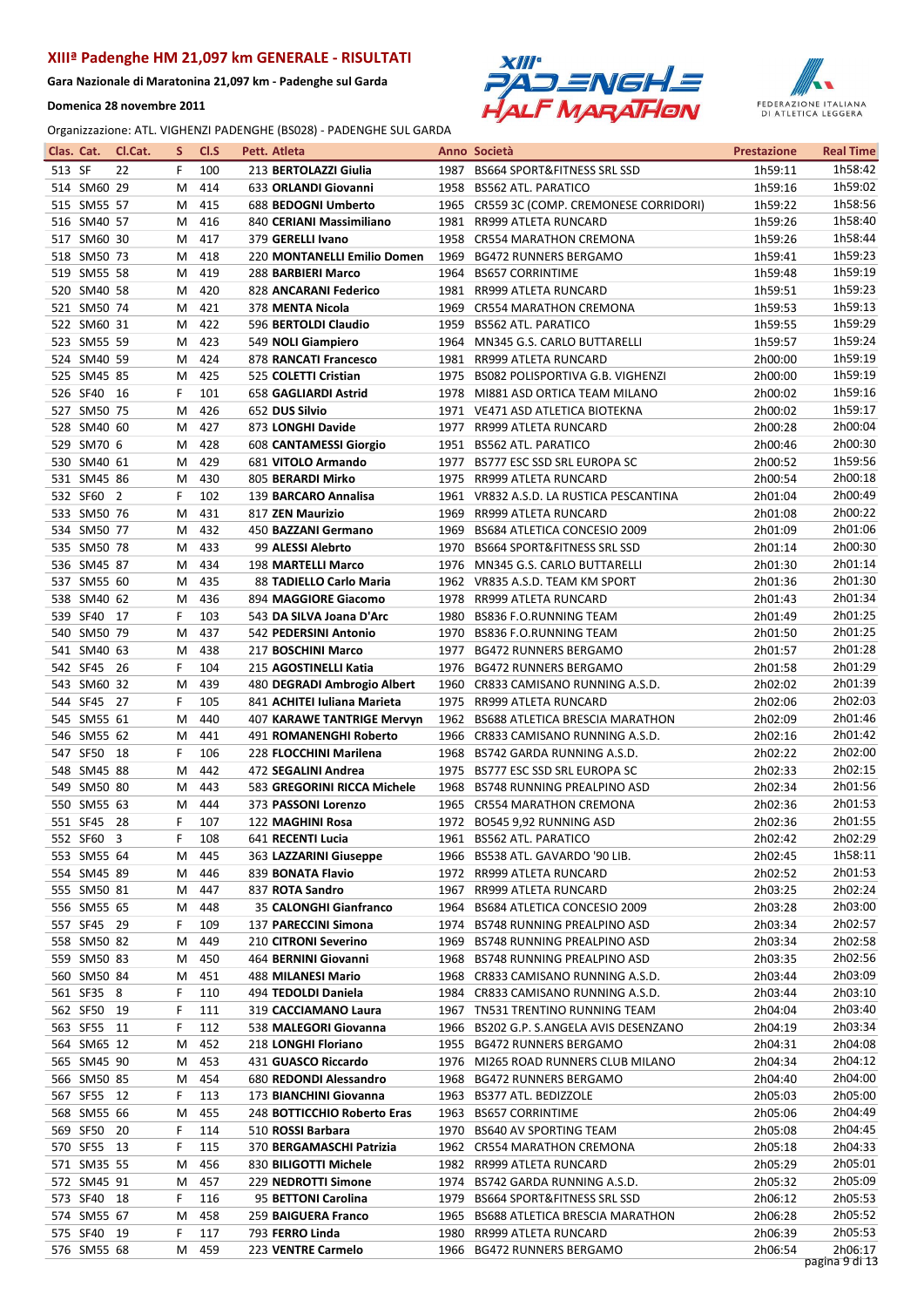# XIIIª Padenghe HM 21,097 km GENERALE - RISULTATI

**Gara Nazionale di Maratonina 21,097 km - Padenghe sul Garda**

**Domenica 28 novembre 2011**

Organizzazione: ATL. VIGHENZI PADENGHE (BS028) - PADENGHE SUL GARDA

| Clas. | Cat. | Cl.Cat. | S | Cl.S | Pett. | Atleta | Anno | Società | Prestazione | Real Time |
|---|---|---|---|---|---|---|---|---|---|---|
| 513 | SF | 22 | F | 100 | 213 | **BERTOLAZZI Giulia** | 1987 | BS664 SPORT&FITNESS SRL SSD | 1h59:11 | 1h58:42 |
| 514 | SM60 | 29 | M | 414 | 633 | **ORLANDI Giovanni** | 1958 | BS562 ATL. PARATICO | 1h59:16 | 1h59:02 |
| 515 | SM55 | 57 | M | 415 | 688 | **BEDOGNI Umberto** | 1965 | CR559 3C (COMP. CREMONESE CORRIDORI) | 1h59:22 | 1h58:56 |
| 516 | SM40 | 57 | M | 416 | 840 | **CERIANI Massimiliano** | 1981 | RR999 ATLETA RUNCARD | 1h59:26 | 1h58:40 |
| 517 | SM60 | 30 | M | 417 | 379 | **GERELLI Ivano** | 1958 | CR554 MARATHON CREMONA | 1h59:26 | 1h58:44 |
| 518 | SM50 | 73 | M | 418 | 220 | **MONTANELLI Emilio Domen** | 1969 | BG472 RUNNERS BERGAMO | 1h59:41 | 1h59:23 |
| 519 | SM55 | 58 | M | 419 | 288 | **BARBIERI Marco** | 1964 | BS657 CORRINTIME | 1h59:48 | 1h59:19 |
| 520 | SM40 | 58 | M | 420 | 828 | **ANCARANI Federico** | 1981 | RR999 ATLETA RUNCARD | 1h59:51 | 1h59:23 |
| 521 | SM50 | 74 | M | 421 | 378 | **MENTA Nicola** | 1969 | CR554 MARATHON CREMONA | 1h59:53 | 1h59:13 |
| 522 | SM60 | 31 | M | 422 | 596 | **BERTOLDI Claudio** | 1959 | BS562 ATL. PARATICO | 1h59:55 | 1h59:29 |
| 523 | SM55 | 59 | M | 423 | 549 | **NOLI Giampiero** | 1964 | MN345 G.S. CARLO BUTTARELLI | 1h59:57 | 1h59:24 |
| 524 | SM40 | 59 | M | 424 | 878 | **RANCATI Francesco** | 1981 | RR999 ATLETA RUNCARD | 2h00:00 | 1h59:19 |
| 525 | SM45 | 85 | M | 425 | 525 | **COLETTI Cristian** | 1975 | BS082 POLISPORTIVA G.B. VIGHENZI | 2h00:00 | 1h59:19 |
| 526 | SF40 | 16 | F | 101 | 658 | **GAGLIARDI Astrid** | 1978 | MI881 ASD ORTICA TEAM MILANO | 2h00:02 | 1h59:16 |
| 527 | SM50 | 75 | M | 426 | 652 | **DUS Silvio** | 1971 | VE471 ASD ATLETICA BIOTEKNA | 2h00:02 | 1h59:17 |
| 528 | SM40 | 60 | M | 427 | 873 | **LONGHI Davide** | 1977 | RR999 ATLETA RUNCARD | 2h00:28 | 2h00:04 |
| 529 | SM70 | 6 | M | 428 | 608 | **CANTAMESSI Giorgio** | 1951 | BS562 ATL. PARATICO | 2h00:46 | 2h00:30 |
| 530 | SM40 | 61 | M | 429 | 681 | **VITOLO Armando** | 1977 | BS777 ESC SSD SRL EUROPA SC | 2h00:52 | 1h59:56 |
| 531 | SM45 | 86 | M | 430 | 805 | **BERARDI Mirko** | 1975 | RR999 ATLETA RUNCARD | 2h00:54 | 2h00:18 |
| 532 | SF60 | 2 | F | 102 | 139 | **BARCARO Annalisa** | 1961 | VR832 A.S.D. LA RUSTICA PESCANTINA | 2h01:04 | 2h00:49 |
| 533 | SM50 | 76 | M | 431 | 817 | **ZEN Maurizio** | 1969 | RR999 ATLETA RUNCARD | 2h01:08 | 2h00:22 |
| 534 | SM50 | 77 | M | 432 | 450 | **BAZZANI Germano** | 1969 | BS684 ATLETICA CONCESIO 2009 | 2h01:09 | 2h01:06 |
| 535 | SM50 | 78 | M | 433 | 99 | **ALESSI Alebrto** | 1970 | BS664 SPORT&FITNESS SRL SSD | 2h01:14 | 2h00:30 |
| 536 | SM45 | 87 | M | 434 | 198 | **MARTELLI Marco** | 1976 | MN345 G.S. CARLO BUTTARELLI | 2h01:30 | 2h01:14 |
| 537 | SM55 | 60 | M | 435 | 88 | **TADIELLO Carlo Maria** | 1962 | VR835 A.S.D. TEAM KM SPORT | 2h01:36 | 2h01:30 |
| 538 | SM40 | 62 | M | 436 | 894 | **MAGGIORE Giacomo** | 1978 | RR999 ATLETA RUNCARD | 2h01:43 | 2h01:34 |
| 539 | SF40 | 17 | F | 103 | 543 | **DA SILVA Joana D'Arc** | 1980 | BS836 F.O.RUNNING TEAM | 2h01:49 | 2h01:25 |
| 540 | SM50 | 79 | M | 437 | 542 | **PEDERSINI Antonio** | 1970 | BS836 F.O.RUNNING TEAM | 2h01:50 | 2h01:25 |
| 541 | SM40 | 63 | M | 438 | 217 | **BOSCHINI Marco** | 1977 | BG472 RUNNERS BERGAMO | 2h01:57 | 2h01:28 |
| 542 | SF45 | 26 | F | 104 | 215 | **AGOSTINELLI Katia** | 1976 | BG472 RUNNERS BERGAMO | 2h01:58 | 2h01:29 |
| 543 | SM60 | 32 | M | 439 | 480 | **DEGRADI Ambrogio Albert** | 1960 | CR833 CAMISANO RUNNING A.S.D. | 2h02:02 | 2h01:39 |
| 544 | SF45 | 27 | F | 105 | 841 | **ACHITEI Iuliana Marieta** | 1975 | RR999 ATLETA RUNCARD | 2h02:06 | 2h02:03 |
| 545 | SM55 | 61 | M | 440 | 407 | **KARAWE TANTRIGE Mervyn** | 1962 | BS688 ATLETICA BRESCIA MARATHON | 2h02:09 | 2h01:46 |
| 546 | SM55 | 62 | M | 441 | 491 | **ROMANENGHI Roberto** | 1966 | CR833 CAMISANO RUNNING A.S.D. | 2h02:16 | 2h01:42 |
| 547 | SF50 | 18 | F | 106 | 228 | **FLOCCHINI Marilena** | 1968 | BS742 GARDA RUNNING A.S.D. | 2h02:22 | 2h02:00 |
| 548 | SM45 | 88 | M | 442 | 472 | **SEGALINI Andrea** | 1975 | BS777 ESC SSD SRL EUROPA SC | 2h02:33 | 2h02:15 |
| 549 | SM50 | 80 | M | 443 | 583 | **GREGORINI RICCA Michele** | 1968 | BS748 RUNNING PREALPINO ASD | 2h02:34 | 2h01:56 |
| 550 | SM55 | 63 | M | 444 | 373 | **PASSONI Lorenzo** | 1965 | CR554 MARATHON CREMONA | 2h02:36 | 2h01:53 |
| 551 | SF45 | 28 | F | 107 | 122 | **MAGHINI Rosa** | 1972 | BO545 9,92 RUNNING ASD | 2h02:36 | 2h01:55 |
| 552 | SF60 | 3 | F | 108 | 641 | **RECENTI Lucia** | 1961 | BS562 ATL. PARATICO | 2h02:42 | 2h02:29 |
| 553 | SM55 | 64 | M | 445 | 363 | **LAZZARINI Giuseppe** | 1966 | BS538 ATL. GAVARDO '90 LIB. | 2h02:45 | 1h58:11 |
| 554 | SM45 | 89 | M | 446 | 839 | **BONATA Flavio** | 1972 | RR999 ATLETA RUNCARD | 2h02:52 | 2h01:53 |
| 555 | SM50 | 81 | M | 447 | 837 | **ROTA Sandro** | 1967 | RR999 ATLETA RUNCARD | 2h03:25 | 2h02:24 |
| 556 | SM55 | 65 | M | 448 | 35 | **CALONGHI Gianfranco** | 1964 | BS684 ATLETICA CONCESIO 2009 | 2h03:28 | 2h03:00 |
| 557 | SF45 | 29 | F | 109 | 137 | **PARECCINI Simona** | 1974 | BS748 RUNNING PREALPINO ASD | 2h03:34 | 2h02:57 |
| 558 | SM50 | 82 | M | 449 | 210 | **CITRONI Severino** | 1969 | BS748 RUNNING PREALPINO ASD | 2h03:34 | 2h02:58 |
| 559 | SM50 | 83 | M | 450 | 464 | **BERNINI Giovanni** | 1968 | BS748 RUNNING PREALPINO ASD | 2h03:35 | 2h02:56 |
| 560 | SM50 | 84 | M | 451 | 488 | **MILANESI Mario** | 1968 | CR833 CAMISANO RUNNING A.S.D. | 2h03:44 | 2h03:09 |
| 561 | SF35 | 8 | F | 110 | 494 | **TEDOLDI Daniela** | 1984 | CR833 CAMISANO RUNNING A.S.D. | 2h03:44 | 2h03:10 |
| 562 | SF50 | 19 | F | 111 | 319 | **CACCIAMANO Laura** | 1967 | TN531 TRENTINO RUNNING TEAM | 2h04:04 | 2h03:40 |
| 563 | SF55 | 11 | F | 112 | 538 | **MALEGORI Giovanna** | 1966 | BS202 G.P. S.ANGELA AVIS DESENZANO | 2h04:19 | 2h03:34 |
| 564 | SM65 | 12 | M | 452 | 218 | **LONGHI Floriano** | 1955 | BG472 RUNNERS BERGAMO | 2h04:31 | 2h04:08 |
| 565 | SM45 | 90 | M | 453 | 431 | **GUASCO Riccardo** | 1976 | MI265 ROAD RUNNERS CLUB MILANO | 2h04:34 | 2h04:12 |
| 566 | SM50 | 85 | M | 454 | 680 | **REDONDI Alessandro** | 1968 | BG472 RUNNERS BERGAMO | 2h04:40 | 2h04:00 |
| 567 | SF55 | 12 | F | 113 | 173 | **BIANCHINI Giovanna** | 1963 | BS377 ATL. BEDIZZOLE | 2h05:03 | 2h05:00 |
| 568 | SM55 | 66 | M | 455 | 248 | **BOTTICCHIO Roberto Eras** | 1963 | BS657 CORRINTIME | 2h05:06 | 2h04:49 |
| 569 | SF50 | 20 | F | 114 | 510 | **ROSSI Barbara** | 1970 | BS640 AV SPORTING TEAM | 2h05:08 | 2h04:45 |
| 570 | SF55 | 13 | F | 115 | 370 | **BERGAMASCHI Patrizia** | 1962 | CR554 MARATHON CREMONA | 2h05:18 | 2h04:33 |
| 571 | SM35 | 55 | M | 456 | 830 | **BILIGOTTI Michele** | 1982 | RR999 ATLETA RUNCARD | 2h05:29 | 2h05:01 |
| 572 | SM45 | 91 | M | 457 | 229 | **NEDROTTI Simone** | 1974 | BS742 GARDA RUNNING A.S.D. | 2h05:32 | 2h05:09 |
| 573 | SF40 | 18 | F | 116 | 95 | **BETTONI Carolina** | 1979 | BS664 SPORT&FITNESS SRL SSD | 2h06:12 | 2h05:53 |
| 574 | SM55 | 67 | M | 458 | 259 | **BAIGUERA Franco** | 1965 | BS688 ATLETICA BRESCIA MARATHON | 2h06:28 | 2h05:52 |
| 575 | SF40 | 19 | F | 117 | 793 | **FERRO Linda** | 1980 | RR999 ATLETA RUNCARD | 2h06:39 | 2h05:53 |
| 576 | SM55 | 68 | M | 459 | 223 | **VENTRE Carmelo** | 1966 | BG472 RUNNERS BERGAMO | 2h06:54 | 2h06:17 |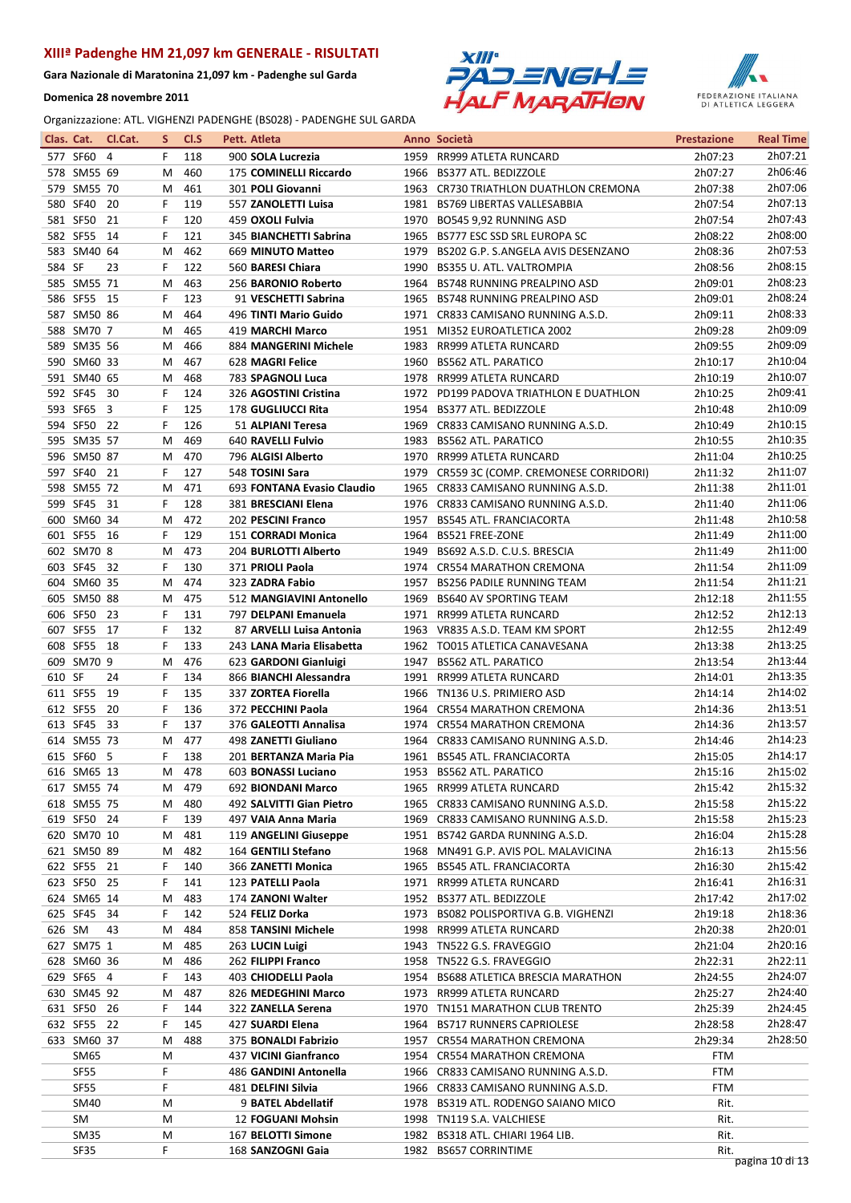# XIIIª Padenghe HM 21,097 km GENERALE - RISULTATI

**Gara Nazionale di Maratonina 21,097 km - Padenghe sul Garda**

**Domenica 28 novembre 2011**

Organizzazione: ATL. VIGHENZI PADENGHE (BS028) - PADENGHE SUL GARDA

| Clas. | Cat. | Cl.Cat. | S | Cl.S | Pett. | Atleta | Anno | Società | Prestazione | Real Time |
|---|---|---|---|---|---|---|---|---|---|---|
| 577 | SF60 | 4 | F | 118 | 900 | **SOLA Lucrezia** | 1959 | RR999 ATLETA RUNCARD | 2h07:23 | 2h07:21 |
| 578 | SM55 | 69 | M | 460 | 175 | **COMINELLI Riccardo** | 1966 | BS377 ATL. BEDIZZOLE | 2h07:27 | 2h06:46 |
| 579 | SM55 | 70 | M | 461 | 301 | **POLI Giovanni** | 1963 | CR730 TRIATHLON DUATHLON CREMONA | 2h07:38 | 2h07:06 |
| 580 | SF40 | 20 | F | 119 | 557 | **ZANOLETTI Luisa** | 1981 | BS769 LIBERTAS VALLESABBIA | 2h07:54 | 2h07:13 |
| 581 | SF50 | 21 | F | 120 | 459 | **OXOLI Fulvia** | 1970 | BO545 9,92 RUNNING ASD | 2h07:54 | 2h07:43 |
| 582 | SF55 | 14 | F | 121 | 345 | **BIANCHETTI Sabrina** | 1965 | BS777 ESC SSD SRL EUROPA SC | 2h08:22 | 2h08:00 |
| 583 | SM40 | 64 | M | 462 | 669 | **MINUTO Matteo** | 1979 | BS202 G.P. S.ANGELA AVIS DESENZANO | 2h08:36 | 2h07:53 |
| 584 | SF | 23 | F | 122 | 560 | **BARESI Chiara** | 1990 | BS355 U. ATL. VALTROMPIA | 2h08:56 | 2h08:15 |
| 585 | SM55 | 71 | M | 463 | 256 | **BARONIO Roberto** | 1964 | BS748 RUNNING PREALPINO ASD | 2h09:01 | 2h08:23 |
| 586 | SF55 | 15 | F | 123 | 91 | **VESCHETTI Sabrina** | 1965 | BS748 RUNNING PREALPINO ASD | 2h09:01 | 2h08:24 |
| 587 | SM50 | 86 | M | 464 | 496 | **TINTI Mario Guido** | 1971 | CR833 CAMISANO RUNNING A.S.D. | 2h09:11 | 2h08:33 |
| 588 | SM70 | 7 | M | 465 | 419 | **MARCHI Marco** | 1951 | MI352 EUROATLETICA 2002 | 2h09:28 | 2h09:09 |
| 589 | SM35 | 56 | M | 466 | 884 | **MANGERINI Michele** | 1983 | RR999 ATLETA RUNCARD | 2h09:55 | 2h09:09 |
| 590 | SM60 | 33 | M | 467 | 628 | **MAGRI Felice** | 1960 | BS562 ATL. PARATICO | 2h10:17 | 2h10:04 |
| 591 | SM40 | 65 | M | 468 | 783 | **SPAGNOLI Luca** | 1978 | RR999 ATLETA RUNCARD | 2h10:19 | 2h10:07 |
| 592 | SF45 | 30 | F | 124 | 326 | **AGOSTINI Cristina** | 1972 | PD199 PADOVA TRIATHLON E DUATHLON | 2h10:25 | 2h09:41 |
| 593 | SF65 | 3 | F | 125 | 178 | **GUGLIUCCI Rita** | 1954 | BS377 ATL. BEDIZZOLE | 2h10:48 | 2h10:09 |
| 594 | SF50 | 22 | F | 126 | 51 | **ALPIANI Teresa** | 1969 | CR833 CAMISANO RUNNING A.S.D. | 2h10:49 | 2h10:15 |
| 595 | SM35 | 57 | M | 469 | 640 | **RAVELLI Fulvio** | 1983 | BS562 ATL. PARATICO | 2h10:55 | 2h10:35 |
| 596 | SM50 | 87 | M | 470 | 796 | **ALGISI Alberto** | 1970 | RR999 ATLETA RUNCARD | 2h11:04 | 2h10:25 |
| 597 | SF40 | 21 | F | 127 | 548 | **TOSINI Sara** | 1979 | CR559 3C (COMP. CREMONESE CORRIDORI) | 2h11:32 | 2h11:07 |
| 598 | SM55 | 72 | M | 471 | 693 | **FONTANA Evasio Claudio** | 1965 | CR833 CAMISANO RUNNING A.S.D. | 2h11:38 | 2h11:01 |
| 599 | SF45 | 31 | F | 128 | 381 | **BRESCIANI Elena** | 1976 | CR833 CAMISANO RUNNING A.S.D. | 2h11:40 | 2h11:06 |
| 600 | SM60 | 34 | M | 472 | 202 | **PESCINI Franco** | 1957 | BS545 ATL. FRANCIACORTA | 2h11:48 | 2h10:58 |
| 601 | SF55 | 16 | F | 129 | 151 | **CORRADI Monica** | 1964 | BS521 FREE-ZONE | 2h11:49 | 2h11:00 |
| 602 | SM70 | 8 | M | 473 | 204 | **BURLOTTI Alberto** | 1949 | BS692 A.S.D. C.U.S. BRESCIA | 2h11:49 | 2h11:00 |
| 603 | SF45 | 32 | F | 130 | 371 | **PRIOLI Paola** | 1974 | CR554 MARATHON CREMONA | 2h11:54 | 2h11:09 |
| 604 | SM60 | 35 | M | 474 | 323 | **ZADRA Fabio** | 1957 | BS256 PADILE RUNNING TEAM | 2h11:54 | 2h11:21 |
| 605 | SM50 | 88 | M | 475 | 512 | **MANGIAVINI Antonello** | 1969 | BS640 AV SPORTING TEAM | 2h12:18 | 2h11:55 |
| 606 | SF50 | 23 | F | 131 | 797 | **DELPANI Emanuela** | 1971 | RR999 ATLETA RUNCARD | 2h12:52 | 2h12:13 |
| 607 | SF55 | 17 | F | 132 | 87 | **ARVELLI Luisa Antonia** | 1963 | VR835 A.S.D. TEAM KM SPORT | 2h12:55 | 2h12:49 |
| 608 | SF55 | 18 | F | 133 | 243 | **LANA Maria Elisabetta** | 1962 | TO015 ATLETICA CANAVESANA | 2h13:38 | 2h13:25 |
| 609 | SM70 | 9 | M | 476 | 623 | **GARDONI Gianluigi** | 1947 | BS562 ATL. PARATICO | 2h13:54 | 2h13:44 |
| 610 | SF | 24 | F | 134 | 866 | **BIANCHI Alessandra** | 1991 | RR999 ATLETA RUNCARD | 2h14:01 | 2h13:35 |
| 611 | SF55 | 19 | F | 135 | 337 | **ZORTEA Fiorella** | 1966 | TN136 U.S. PRIMIERO ASD | 2h14:14 | 2h14:02 |
| 612 | SF55 | 20 | F | 136 | 372 | **PECCHINI Paola** | 1964 | CR554 MARATHON CREMONA | 2h14:36 | 2h13:51 |
| 613 | SF45 | 33 | F | 137 | 376 | **GALEOTTI Annalisa** | 1974 | CR554 MARATHON CREMONA | 2h14:36 | 2h13:57 |
| 614 | SM55 | 73 | M | 477 | 498 | **ZANETTI Giuliano** | 1964 | CR833 CAMISANO RUNNING A.S.D. | 2h14:46 | 2h14:23 |
| 615 | SF60 | 5 | F | 138 | 201 | **BERTANZA Maria Pia** | 1961 | BS545 ATL. FRANCIACORTA | 2h15:05 | 2h14:17 |
| 616 | SM65 | 13 | M | 478 | 603 | **BONASSI Luciano** | 1953 | BS562 ATL. PARATICO | 2h15:16 | 2h15:02 |
| 617 | SM55 | 74 | M | 479 | 692 | **BIONDANI Marco** | 1965 | RR999 ATLETA RUNCARD | 2h15:42 | 2h15:32 |
| 618 | SM55 | 75 | M | 480 | 492 | **SALVITTI Gian Pietro** | 1965 | CR833 CAMISANO RUNNING A.S.D. | 2h15:58 | 2h15:22 |
| 619 | SF50 | 24 | F | 139 | 497 | **VAIA Anna Maria** | 1969 | CR833 CAMISANO RUNNING A.S.D. | 2h15:58 | 2h15:23 |
| 620 | SM70 | 10 | M | 481 | 119 | **ANGELINI Giuseppe** | 1951 | BS742 GARDA RUNNING A.S.D. | 2h16:04 | 2h15:28 |
| 621 | SM50 | 89 | M | 482 | 164 | **GENTILI Stefano** | 1968 | MN491 G.P. AVIS POL. MALAVICINA | 2h16:13 | 2h15:56 |
| 622 | SF55 | 21 | F | 140 | 366 | **ZANETTI Monica** | 1965 | BS545 ATL. FRANCIACORTA | 2h16:30 | 2h15:42 |
| 623 | SF50 | 25 | F | 141 | 123 | **PATELLI Paola** | 1971 | RR999 ATLETA RUNCARD | 2h16:41 | 2h16:31 |
| 624 | SM65 | 14 | M | 483 | 174 | **ZANONI Walter** | 1952 | BS377 ATL. BEDIZZOLE | 2h17:42 | 2h17:02 |
| 625 | SF45 | 34 | F | 142 | 524 | **FELIZ Dorka** | 1973 | BS082 POLISPORTIVA G.B. VIGHENZI | 2h19:18 | 2h18:36 |
| 626 | SM | 43 | M | 484 | 858 | **TANSINI Michele** | 1998 | RR999 ATLETA RUNCARD | 2h20:38 | 2h20:01 |
| 627 | SM75 | 1 | M | 485 | 263 | **LUCIN Luigi** | 1943 | TN522 G.S. FRAVEGGIO | 2h21:04 | 2h20:16 |
| 628 | SM60 | 36 | M | 486 | 262 | **FILIPPI Franco** | 1958 | TN522 G.S. FRAVEGGIO | 2h22:31 | 2h22:11 |
| 629 | SF65 | 4 | F | 143 | 403 | **CHIODELLI Paola** | 1954 | BS688 ATLETICA BRESCIA MARATHON | 2h24:55 | 2h24:07 |
| 630 | SM45 | 92 | M | 487 | 826 | **MEDEGHINI Marco** | 1973 | RR999 ATLETA RUNCARD | 2h25:27 | 2h24:40 |
| 631 | SF50 | 26 | F | 144 | 322 | **ZANELLA Serena** | 1970 | TN151 MARATHON CLUB TRENTO | 2h25:39 | 2h24:45 |
| 632 | SF55 | 22 | F | 145 | 427 | **SUARDI Elena** | 1964 | BS717 RUNNERS CAPRIOLESE | 2h28:58 | 2h28:47 |
| 633 | SM60 | 37 | M | 488 | 375 | **BONALDI Fabrizio** | 1957 | CR554 MARATHON CREMONA | 2h29:34 | 2h28:50 |
| | SM65 | | M | | 437 | **VICINI Gianfranco** | 1954 | CR554 MARATHON CREMONA | FTM | |
| | SF55 | | F | | 486 | **GANDINI Antonella** | 1966 | CR833 CAMISANO RUNNING A.S.D. | FTM | |
| | SF55 | | F | | 481 | **DELFINI Silvia** | 1966 | CR833 CAMISANO RUNNING A.S.D. | FTM | |
| | SM40 | | M | | 9 | **BATEL Abdellatif** | 1978 | BS319 ATL. RODENGO SAIANO MICO | Rit. | |
| | SM | | M | | 12 | **FOGUANI Mohsin** | 1998 | TN119 S.A. VALCHIESE | Rit. | |
| | SM35 | | M | | 167 | **BELOTTI Simone** | 1982 | BS318 ATL. CHIARI 1964 LIB. | Rit. | |
| | SF35 | | F | | 168 | **SANZOGNI Gaia** | 1982 | BS657 CORRINTIME | Rit. | |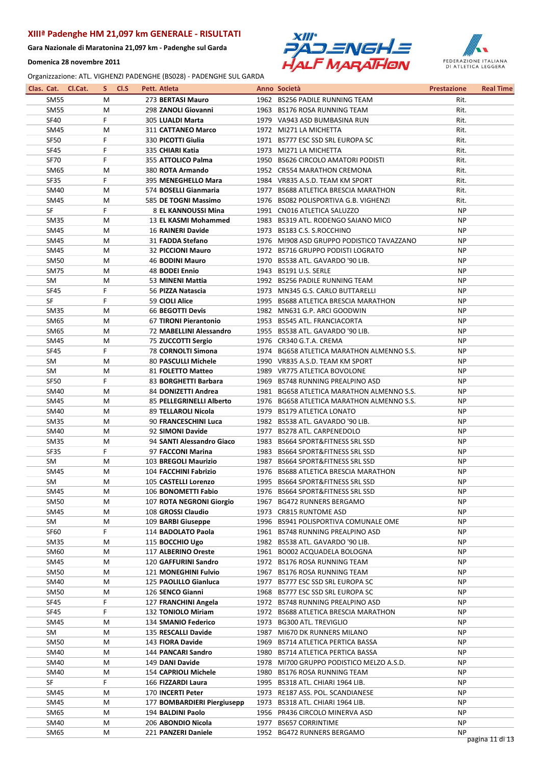## XIIIª Padenghe HM 21,097 km GENERALE - RISULTATI

**Gara Nazionale di Maratonina 21,097 km - Padenghe sul Garda**

**Domenica 28 novembre 2011**

Organizzazione: ATL. VIGHENZI PADENGHE (BS028) - PADENGHE SUL GARDA

| Clas. | Cat. | Cl.Cat. | S | Cl.S | Pett. | Atleta | Anno | Società | Prestazione | Real Time |
|---|---|---|---|---|---|---|---|---|---|---|
| | SM55 | | M | | 273 | **BERTASI Mauro** | 1962 | BS256 PADILE RUNNING TEAM | Rit. | |
| | SM55 | | M | | 298 | **ZANOLI Giovanni** | 1963 | BS176 ROSA RUNNING TEAM | Rit. | |
| | SF40 | | F | | 305 | **LUALDI Marta** | 1979 | VA943 ASD BUMBASINA RUN | Rit. | |
| | SM45 | | M | | 311 | **CATTANEO Marco** | 1972 | MI271 LA MICHETTA | Rit. | |
| | SF50 | | F | | 330 | **PICOTTI Giulia** | 1971 | BS777 ESC SSD SRL EUROPA SC | Rit. | |
| | SF45 | | F | | 335 | **CHIARI Katia** | 1973 | MI271 LA MICHETTA | Rit. | |
| | SF70 | | F | | 355 | **ATTOLICO Palma** | 1950 | BS626 CIRCOLO AMATORI PODISTI | Rit. | |
| | SM65 | | M | | 380 | **ROTA Armando** | 1952 | CR554 MARATHON CREMONA | Rit. | |
| | SF35 | | F | | 395 | **MENEGHELLO Mara** | 1984 | VR835 A.S.D. TEAM KM SPORT | Rit. | |
| | SM40 | | M | | 574 | **BOSELLI Gianmaria** | 1977 | BS688 ATLETICA BRESCIA MARATHON | Rit. | |
| | SM45 | | M | | 585 | **DE TOGNI Massimo** | 1976 | BS082 POLISPORTIVA G.B. VIGHENZI | Rit. | |
| | SF | | F | | 8 | **EL KANNOUSSI Mina** | 1991 | CN016 ATLETICA SALUZZO | NP | |
| | SM35 | | M | | 13 | **EL KASMI Mohammed** | 1983 | BS319 ATL. RODENGO SAIANO MICO | NP | |
| | SM45 | | M | | 16 | **RAINERI Davide** | 1973 | BS183 C.S. S.ROCCHINO | NP | |
| | SM45 | | M | | 31 | **FADDA Stefano** | 1976 | MI908 ASD GRUPPO PODISTICO TAVAZZANO | NP | |
| | SM45 | | M | | 32 | **PICCIONI Mauro** | 1972 | BS716 GRUPPO PODISTI LOGRATO | NP | |
| | SM50 | | M | | 46 | **BODINI Mauro** | 1970 | BS538 ATL. GAVARDO '90 LIB. | NP | |
| | SM75 | | M | | 48 | **BODEI Ennio** | 1943 | BS191 U.S. SERLE | NP | |
| | SM | | M | | 53 | **MINENI Mattia** | 1992 | BS256 PADILE RUNNING TEAM | NP | |
| | SF45 | | F | | 56 | **PIZZA Natascia** | 1973 | MN345 G.S. CARLO BUTTARELLI | NP | |
| | SF | | F | | 59 | **CIOLI Alice** | 1995 | BS688 ATLETICA BRESCIA MARATHON | NP | |
| | SM35 | | M | | 66 | **BEGOTTI Devis** | 1982 | MN631 G.P. ARCI GOODWIN | NP | |
| | SM65 | | M | | 67 | **TIRONI Pierantonio** | 1953 | BS545 ATL. FRANCIACORTA | NP | |
| | SM65 | | M | | 72 | **MABELLINI Alessandro** | 1955 | BS538 ATL. GAVARDO '90 LIB. | NP | |
| | SM45 | | M | | 75 | **ZUCCOTTI Sergio** | 1976 | CR340 G.T.A. CREMA | NP | |
| | SF45 | | F | | 78 | **CORNOLTI Simona** | 1974 | BG658 ATLETICA MARATHON ALMENNO S.S. | NP | |
| | SM | | M | | 80 | **PASCULLI Michele** | 1990 | VR835 A.S.D. TEAM KM SPORT | NP | |
| | SM | | M | | 81 | **FOLETTO Matteo** | 1989 | VR775 ATLETICA BOVOLONE | NP | |
| | SF50 | | F | | 83 | **BORGHETTI Barbara** | 1969 | BS748 RUNNING PREALPINO ASD | NP | |
| | SM40 | | M | | 84 | **DONIZETTI Andrea** | 1981 | BG658 ATLETICA MARATHON ALMENNO S.S. | NP | |
| | SM45 | | M | | 85 | **PELLEGRINELLI Alberto** | 1976 | BG658 ATLETICA MARATHON ALMENNO S.S. | NP | |
| | SM40 | | M | | 89 | **TELLAROLI Nicola** | 1979 | BS179 ATLETICA LONATO | NP | |
| | SM35 | | M | | 90 | **FRANCESCHINI Luca** | 1982 | BS538 ATL. GAVARDO '90 LIB. | NP | |
| | SM40 | | M | | 92 | **SIMONI Davide** | 1977 | BS278 ATL. CARPENEDOLO | NP | |
| | SM35 | | M | | 94 | **SANTI Alessandro Giaco** | 1983 | BS664 SPORT&FITNESS SRL SSD | NP | |
| | SF35 | | F | | 97 | **FACCONI Marina** | 1983 | BS664 SPORT&FITNESS SRL SSD | NP | |
| | SM | | M | | 103 | **BREGOLI Maurizio** | 1987 | BS664 SPORT&FITNESS SRL SSD | NP | |
| | SM45 | | M | | 104 | **FACCHINI Fabrizio** | 1976 | BS688 ATLETICA BRESCIA MARATHON | NP | |
| | SM | | M | | 105 | **CASTELLI Lorenzo** | 1995 | BS664 SPORT&FITNESS SRL SSD | NP | |
| | SM45 | | M | | 106 | **BONOMETTI Fabio** | 1976 | BS664 SPORT&FITNESS SRL SSD | NP | |
| | SM50 | | M | | 107 | **ROTA NEGRONI Giorgio** | 1967 | BG472 RUNNERS BERGAMO | NP | |
| | SM45 | | M | | 108 | **GROSSI Claudio** | 1973 | CR815 RUNTOME ASD | NP | |
| | SM | | M | | 109 | **BARBI Giuseppe** | 1996 | BS941 POLISPORTIVA COMUNALE OME | NP | |
| | SF60 | | F | | 114 | **BADOLATO Paola** | 1961 | BS748 RUNNING PREALPINO ASD | NP | |
| | SM35 | | M | | 115 | **BOCCHIO Ugo** | 1982 | BS538 ATL. GAVARDO '90 LIB. | NP | |
| | SM60 | | M | | 117 | **ALBERINO Oreste** | 1961 | BO002 ACQUADELA BOLOGNA | NP | |
| | SM45 | | M | | 120 | **GAFFURINI Sandro** | 1972 | BS176 ROSA RUNNING TEAM | NP | |
| | SM50 | | M | | 121 | **MONEGHINI Fulvio** | 1967 | BS176 ROSA RUNNING TEAM | NP | |
| | SM40 | | M | | 125 | **PAOLILLO Gianluca** | 1977 | BS777 ESC SSD SRL EUROPA SC | NP | |
| | SM50 | | M | | 126 | **SENCO Gianni** | 1968 | BS777 ESC SSD SRL EUROPA SC | NP | |
| | SF45 | | F | | 127 | **FRANCHINI Angela** | 1972 | BS748 RUNNING PREALPINO ASD | NP | |
| | SF45 | | F | | 132 | **TONIOLO Miriam** | 1972 | BS688 ATLETICA BRESCIA MARATHON | NP | |
| | SM45 | | M | | 134 | **SMANIO Federico** | 1973 | BG300 ATL. TREVIGLIO | NP | |
| | SM | | M | | 135 | **RESCALLI Davide** | 1987 | MI670 DK RUNNERS MILANO | NP | |
| | SM50 | | M | | 143 | **FIORA Davide** | 1969 | BS714 ATLETICA PERTICA BASSA | NP | |
| | SM40 | | M | | 144 | **PANCARI Sandro** | 1980 | BS714 ATLETICA PERTICA BASSA | NP | |
| | SM40 | | M | | 149 | **DANI Davide** | 1978 | MI700 GRUPPO PODISTICO MELZO A.S.D. | NP | |
| | SM40 | | M | | 154 | **CAPRIOLI Michele** | 1980 | BS176 ROSA RUNNING TEAM | NP | |
| | SF | | F | | 166 | **FIZZARDI Laura** | 1995 | BS318 ATL. CHIARI 1964 LIB. | NP | |
| | SM45 | | M | | 170 | **INCERTI Peter** | 1973 | RE187 ASS. POL. SCANDIANESE | NP | |
| | SM45 | | M | | 177 | **BOMBARDIERI Piergiusepp** | 1973 | BS318 ATL. CHIARI 1964 LIB. | NP | |
| | SM65 | | M | | 194 | **BALDINI Paolo** | 1956 | PR436 CIRCOLO MINERVA ASD | NP | |
| | SM40 | | M | | 206 | **ABONDIO Nicola** | 1977 | BS657 CORRINTIME | NP | |
| | SM65 | | M | | 221 | **PANZERI Daniele** | 1952 | BG472 RUNNERS BERGAMO | NP | |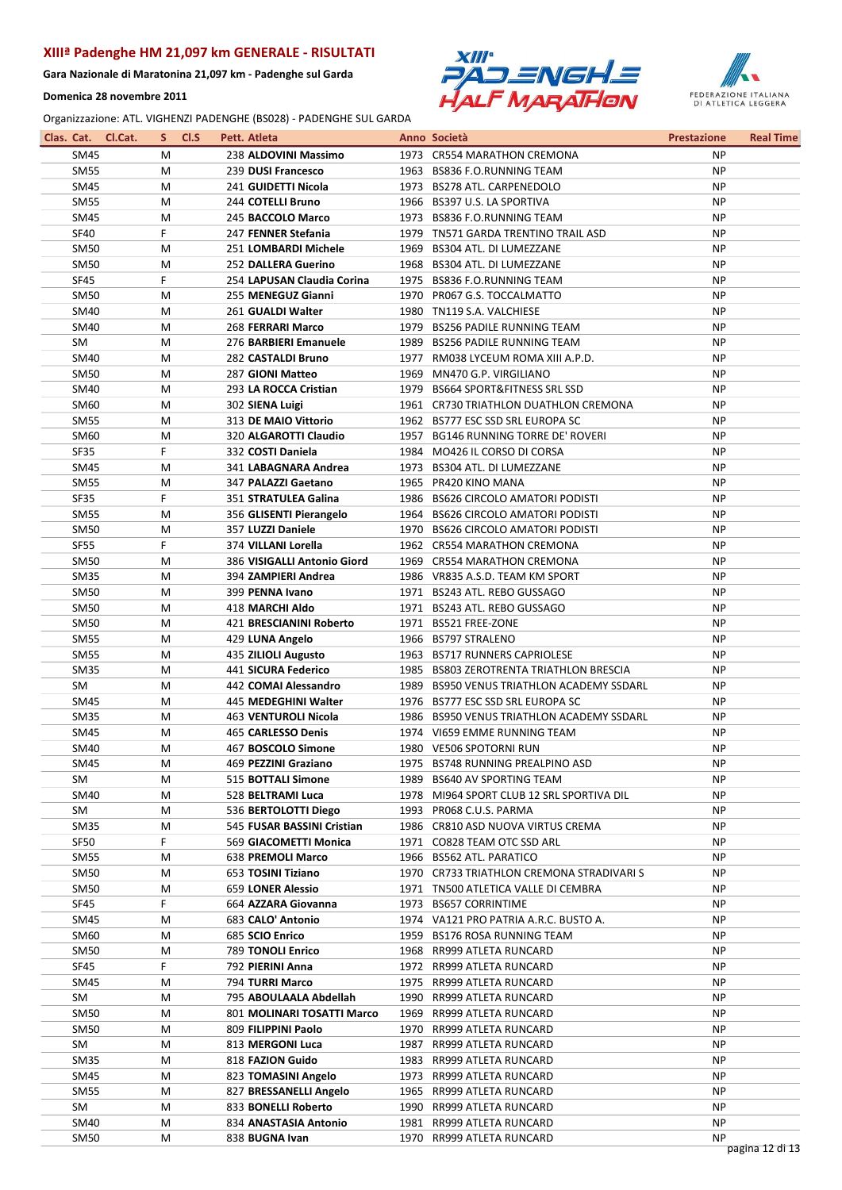## XIIIª Padenghe HM 21,097 km GENERALE - RISULTATI

**Gara Nazionale di Maratonina 21,097 km - Padenghe sul Garda**

**Domenica 28 novembre 2011**

Organizzazione: ATL. VIGHENZI PADENGHE (BS028) - PADENGHE SUL GARDA

| Clas. | Cat. | Cl.Cat. | S | Cl.S | Pett. | Atleta | Anno | Società | Prestazione | Real Time |
|---|---|---|---|---|---|---|---|---|---|---|
| | SM45 | | M | | 238 | **ALDOVINI Massimo** | 1973 | CR554 MARATHON CREMONA | NP | |
| | SM55 | | M | | 239 | **DUSI Francesco** | 1963 | BS836 F.O.RUNNING TEAM | NP | |
| | SM45 | | M | | 241 | **GUIDETTI Nicola** | 1973 | BS278 ATL. CARPENEDOLO | NP | |
| | SM55 | | M | | 244 | **COTELLI Bruno** | 1966 | BS397 U.S. LA SPORTIVA | NP | |
| | SM45 | | M | | 245 | **BACCOLO Marco** | 1973 | BS836 F.O.RUNNING TEAM | NP | |
| | SF40 | | F | | 247 | **FENNER Stefania** | 1979 | TN571 GARDA TRENTINO TRAIL ASD | NP | |
| | SM50 | | M | | 251 | **LOMBARDI Michele** | 1969 | BS304 ATL. DI LUMEZZANE | NP | |
| | SM50 | | M | | 252 | **DALLERA Guerino** | 1968 | BS304 ATL. DI LUMEZZANE | NP | |
| | SF45 | | F | | 254 | **LAPUSAN Claudia Corina** | 1975 | BS836 F.O.RUNNING TEAM | NP | |
| | SM50 | | M | | 255 | **MENEGUZ Gianni** | 1970 | PR067 G.S. TOCCALMATTO | NP | |
| | SM40 | | M | | 261 | **GUALDI Walter** | 1980 | TN119 S.A. VALCHIESE | NP | |
| | SM40 | | M | | 268 | **FERRARI Marco** | 1979 | BS256 PADILE RUNNING TEAM | NP | |
| | SM | | M | | 276 | **BARBIERI Emanuele** | 1989 | BS256 PADILE RUNNING TEAM | NP | |
| | SM40 | | M | | 282 | **CASTALDI Bruno** | 1977 | RM038 LYCEUM ROMA XIII A.P.D. | NP | |
| | SM50 | | M | | 287 | **GIONI Matteo** | 1969 | MN470 G.P. VIRGILIANO | NP | |
| | SM40 | | M | | 293 | **LA ROCCA Cristian** | 1979 | BS664 SPORT&FITNESS SRL SSD | NP | |
| | SM60 | | M | | 302 | **SIENA Luigi** | 1961 | CR730 TRIATHLON DUATHLON CREMONA | NP | |
| | SM55 | | M | | 313 | **DE MAIO Vittorio** | 1962 | BS777 ESC SSD SRL EUROPA SC | NP | |
| | SM60 | | M | | 320 | **ALGAROTTI Claudio** | 1957 | BG146 RUNNING TORRE DE' ROVERI | NP | |
| | SF35 | | F | | 332 | **COSTI Daniela** | 1984 | MO426 IL CORSO DI CORSA | NP | |
| | SM45 | | M | | 341 | **LABAGNARA Andrea** | 1973 | BS304 ATL. DI LUMEZZANE | NP | |
| | SM55 | | M | | 347 | **PALAZZI Gaetano** | 1965 | PR420 KINO MANA | NP | |
| | SF35 | | F | | 351 | **STRATULEA Galina** | 1986 | BS626 CIRCOLO AMATORI PODISTI | NP | |
| | SM55 | | M | | 356 | **GLISENTI Pierangelo** | 1964 | BS626 CIRCOLO AMATORI PODISTI | NP | |
| | SM50 | | M | | 357 | **LUZZI Daniele** | 1970 | BS626 CIRCOLO AMATORI PODISTI | NP | |
| | SF55 | | F | | 374 | **VILLANI Lorella** | 1962 | CR554 MARATHON CREMONA | NP | |
| | SM50 | | M | | 386 | **VISIGALLI Antonio Giord** | 1969 | CR554 MARATHON CREMONA | NP | |
| | SM35 | | M | | 394 | **ZAMPIERI Andrea** | 1986 | VR835 A.S.D. TEAM KM SPORT | NP | |
| | SM50 | | M | | 399 | **PENNA Ivano** | 1971 | BS243 ATL. REBO GUSSAGO | NP | |
| | SM50 | | M | | 418 | **MARCHI Aldo** | 1971 | BS243 ATL. REBO GUSSAGO | NP | |
| | SM50 | | M | | 421 | **BRESCIANINI Roberto** | 1971 | BS521 FREE-ZONE | NP | |
| | SM55 | | M | | 429 | **LUNA Angelo** | 1966 | BS797 STRALENO | NP | |
| | SM55 | | M | | 435 | **ZILIOLI Augusto** | 1963 | BS717 RUNNERS CAPRIOLESE | NP | |
| | SM35 | | M | | 441 | **SICURA Federico** | 1985 | BS803 ZEROTRENTA TRIATHLON BRESCIA | NP | |
| | SM | | M | | 442 | **COMAI Alessandro** | 1989 | BS950 VENUS TRIATHLON ACADEMY SSDARL | NP | |
| | SM45 | | M | | 445 | **MEDEGHINI Walter** | 1976 | BS777 ESC SSD SRL EUROPA SC | NP | |
| | SM35 | | M | | 463 | **VENTUROLI Nicola** | 1986 | BS950 VENUS TRIATHLON ACADEMY SSDARL | NP | |
| | SM45 | | M | | 465 | **CARLESSO Denis** | 1974 | VI659 EMME RUNNING TEAM | NP | |
| | SM40 | | M | | 467 | **BOSCOLO Simone** | 1980 | VE506 SPOTORNI RUN | NP | |
| | SM45 | | M | | 469 | **PEZZINI Graziano** | 1975 | BS748 RUNNING PREALPINO ASD | NP | |
| | SM | | M | | 515 | **BOTTALI Simone** | 1989 | BS640 AV SPORTING TEAM | NP | |
| | SM40 | | M | | 528 | **BELTRAMI Luca** | 1978 | MI964 SPORT CLUB 12 SRL SPORTIVA DIL | NP | |
| | SM | | M | | 536 | **BERTOLOTTI Diego** | 1993 | PR068 C.U.S. PARMA | NP | |
| | SM35 | | M | | 545 | **FUSAR BASSINI Cristian** | 1986 | CR810 ASD NUOVA VIRTUS CREMA | NP | |
| | SF50 | | F | | 569 | **GIACOMETTI Monica** | 1971 | CO828 TEAM OTC SSD ARL | NP | |
| | SM55 | | M | | 638 | **PREMOLI Marco** | 1966 | BS562 ATL. PARATICO | NP | |
| | SM50 | | M | | 653 | **TOSINI Tiziano** | 1970 | CR733 TRIATHLON CREMONA STRADIVARI S | NP | |
| | SM50 | | M | | 659 | **LONER Alessio** | 1971 | TN500 ATLETICA VALLE DI CEMBRA | NP | |
| | SF45 | | F | | 664 | **AZZARA Giovanna** | 1973 | BS657 CORRINTIME | NP | |
| | SM45 | | M | | 683 | **CALO' Antonio** | 1974 | VA121 PRO PATRIA A.R.C. BUSTO A. | NP | |
| | SM60 | | M | | 685 | **SCIO Enrico** | 1959 | BS176 ROSA RUNNING TEAM | NP | |
| | SM50 | | M | | 789 | **TONOLI Enrico** | 1968 | RR999 ATLETA RUNCARD | NP | |
| | SF45 | | F | | 792 | **PIERINI Anna** | 1972 | RR999 ATLETA RUNCARD | NP | |
| | SM45 | | M | | 794 | **TURRI Marco** | 1975 | RR999 ATLETA RUNCARD | NP | |
| | SM | | M | | 795 | **ABOULAALA Abdellah** | 1990 | RR999 ATLETA RUNCARD | NP | |
| | SM50 | | M | | 801 | **MOLINARI TOSATTI Marco** | 1969 | RR999 ATLETA RUNCARD | NP | |
| | SM50 | | M | | 809 | **FILIPPINI Paolo** | 1970 | RR999 ATLETA RUNCARD | NP | |
| | SM | | M | | 813 | **MERGONI Luca** | 1987 | RR999 ATLETA RUNCARD | NP | |
| | SM35 | | M | | 818 | **FAZION Guido** | 1983 | RR999 ATLETA RUNCARD | NP | |
| | SM45 | | M | | 823 | **TOMASINI Angelo** | 1973 | RR999 ATLETA RUNCARD | NP | |
| | SM55 | | M | | 827 | **BRESSANELLI Angelo** | 1965 | RR999 ATLETA RUNCARD | NP | |
| | SM | | M | | 833 | **BONELLI Roberto** | 1990 | RR999 ATLETA RUNCARD | NP | |
| | SM40 | | M | | 834 | **ANASTASIA Antonio** | 1981 | RR999 ATLETA RUNCARD | NP | |
| | SM50 | | M | | 838 | **BUGNA Ivan** | 1970 | RR999 ATLETA RUNCARD | NP | |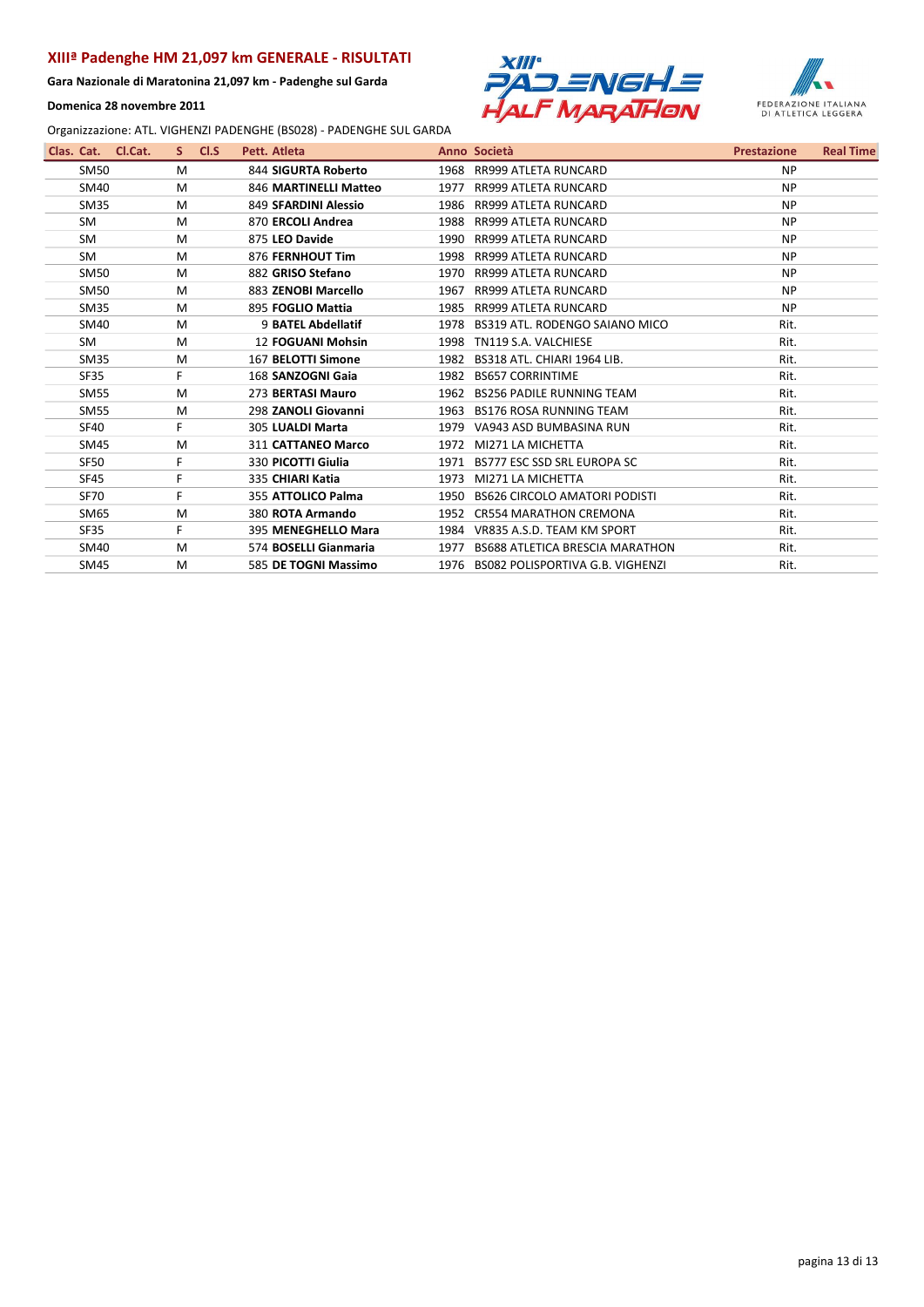## XIIIª Padenghe HM 21,097 km GENERALE - RISULTATI

**Gara Nazionale di Maratonina 21,097 km - Padenghe sul Garda**

**Domenica 28 novembre 2011**

Organizzazione: ATL. VIGHENZI PADENGHE (BS028) - PADENGHE SUL GARDA

| Clas. | Cat. | Cl.Cat. | S. | Cl.S | Pett. | Atleta | Anno | Società | Prestazione | Real Time |
|---|---|---|---|---|---|---|---|---|---|---|
| | SM50 | | M | | 844 | **SIGURTA Roberto** | 1968 | RR999 ATLETA RUNCARD | NP | |
| | SM40 | | M | | 846 | **MARTINELLI Matteo** | 1977 | RR999 ATLETA RUNCARD | NP | |
| | SM35 | | M | | 849 | **SFARDINI Alessio** | 1986 | RR999 ATLETA RUNCARD | NP | |
| | SM | | M | | 870 | **ERCOLI Andrea** | 1988 | RR999 ATLETA RUNCARD | NP | |
| | SM | | M | | 875 | **LEO Davide** | 1990 | RR999 ATLETA RUNCARD | NP | |
| | SM | | M | | 876 | **FERNHOUT Tim** | 1998 | RR999 ATLETA RUNCARD | NP | |
| | SM50 | | M | | 882 | **GRISO Stefano** | 1970 | RR999 ATLETA RUNCARD | NP | |
| | SM50 | | M | | 883 | **ZENOBI Marcello** | 1967 | RR999 ATLETA RUNCARD | NP | |
| | SM35 | | M | | 895 | **FOGLIO Mattia** | 1985 | RR999 ATLETA RUNCARD | NP | |
| | SM40 | | M | | 9 | **BATEL Abdellatif** | 1978 | BS319 ATL. RODENGO SAIANO MICO | Rit. | |
| | SM | | M | | 12 | **FOGUANI Mohsin** | 1998 | TN119 S.A. VALCHIESE | Rit. | |
| | SM35 | | M | | 167 | **BELOTTI Simone** | 1982 | BS318 ATL. CHIARI 1964 LIB. | Rit. | |
| | SF35 | | F | | 168 | **SANZOGNI Gaia** | 1982 | BS657 CORRINTIME | Rit. | |
| | SM55 | | M | | 273 | **BERTASI Mauro** | 1962 | BS256 PADILE RUNNING TEAM | Rit. | |
| | SM55 | | M | | 298 | **ZANOLI Giovanni** | 1963 | BS176 ROSA RUNNING TEAM | Rit. | |
| | SF40 | | F | | 305 | **LUALDI Marta** | 1979 | VA943 ASD BUMBASINA RUN | Rit. | |
| | SM45 | | M | | 311 | **CATTANEO Marco** | 1972 | MI271 LA MICHETTA | Rit. | |
| | SF50 | | F | | 330 | **PICOTTI Giulia** | 1971 | BS777 ESC SSD SRL EUROPA SC | Rit. | |
| | SF45 | | F | | 335 | **CHIARI Katia** | 1973 | MI271 LA MICHETTA | Rit. | |
| | SF70 | | F | | 355 | **ATTOLICO Palma** | 1950 | BS626 CIRCOLO AMATORI PODISTI | Rit. | |
| | SM65 | | M | | 380 | **ROTA Armando** | 1952 | CR554 MARATHON CREMONA | Rit. | |
| | SF35 | | F | | 395 | **MENEGHELLO Mara** | 1984 | VR835 A.S.D. TEAM KM SPORT | Rit. | |
| | SM40 | | M | | 574 | **BOSELLI Gianmaria** | 1977 | BS688 ATLETICA BRESCIA MARATHON | Rit. | |
| | SM45 | | M | | 585 | **DE TOGNI Massimo** | 1976 | BS082 POLISPORTIVA G.B. VIGHENZI | Rit. | |